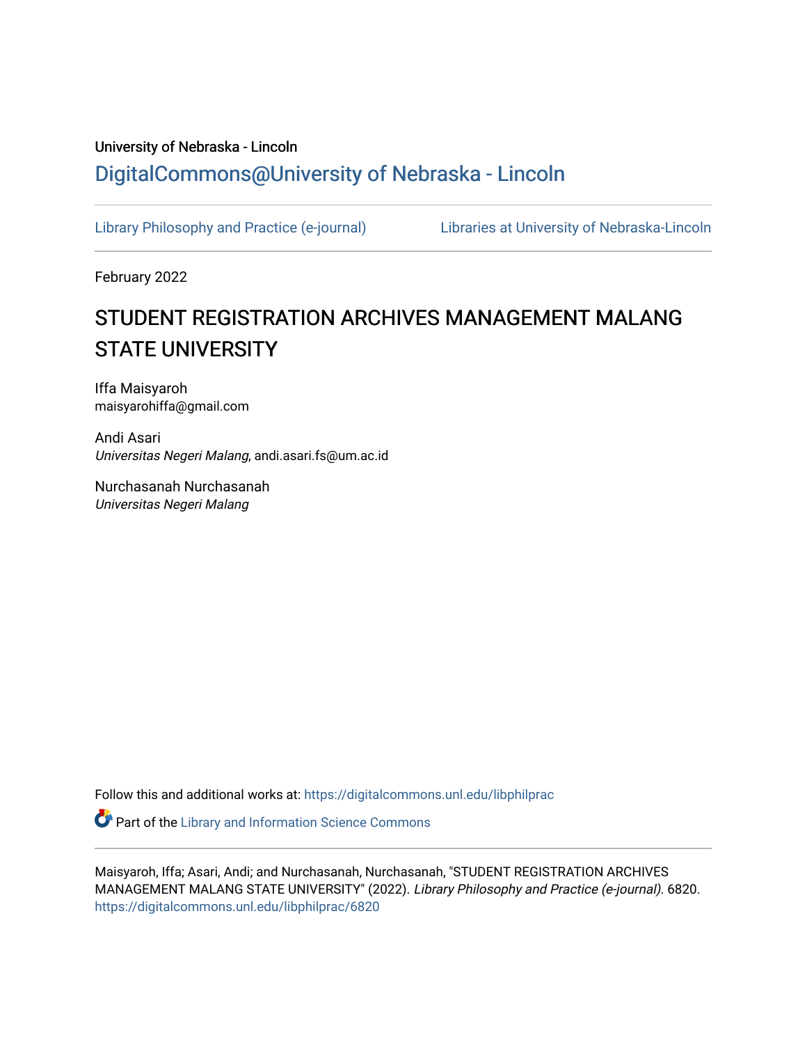University of Nebraska - Lincoln

## DigitalCommons@University of Nebraska - Lincoln

Library Philosophy and Practice (e-journal)

Libraries at University of Nebraska-Lincoln

February 2022

# STUDENT REGISTRATION ARCHIVES MANAGEMENT MALANG STATE UNIVERSITY

Iffa Maisyaroh
maisyarohiffa@gmail.com

Andi Asari
*Universitas Negeri Malang*, andi.asari.fs@um.ac.id

Nurchasanah Nurchasanah
*Universitas Negeri Malang*

Follow this and additional works at: https://digitalcommons.unl.edu/libphilprac

Part of the Library and Information Science Commons

Maisyaroh, Iffa; Asari, Andi; and Nurchasanah, Nurchasanah, "STUDENT REGISTRATION ARCHIVES MANAGEMENT MALANG STATE UNIVERSITY" (2022). *Library Philosophy and Practice (e-journal)*. 6820.
https://digitalcommons.unl.edu/libphilprac/6820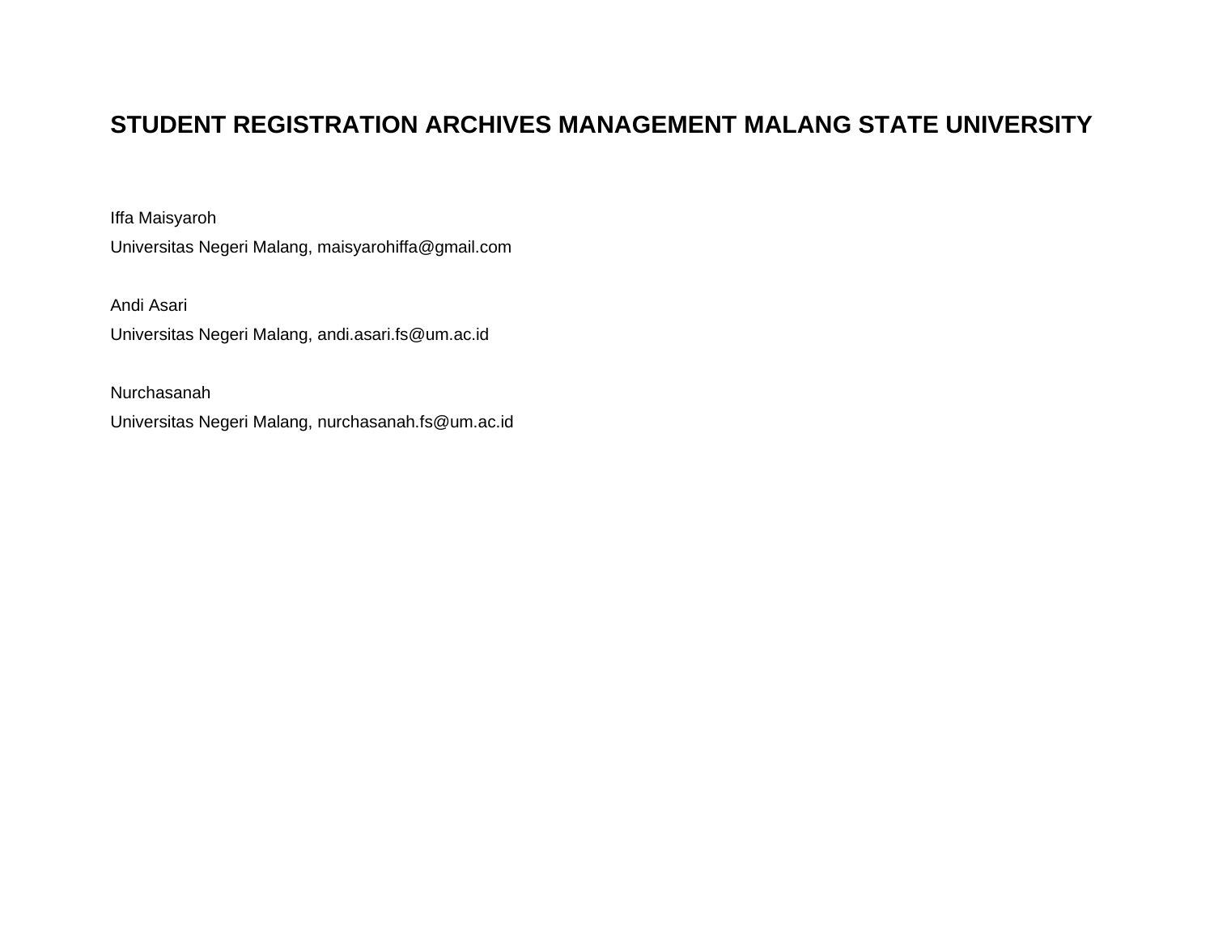# STUDENT REGISTRATION ARCHIVES MANAGEMENT MALANG STATE UNIVERSITY

Iffa Maisyaroh

Universitas Negeri Malang, maisyarohiffa@gmail.com

Andi Asari

Universitas Negeri Malang, andi.asari.fs@um.ac.id

Nurchasanah

Universitas Negeri Malang, nurchasanah.fs@um.ac.id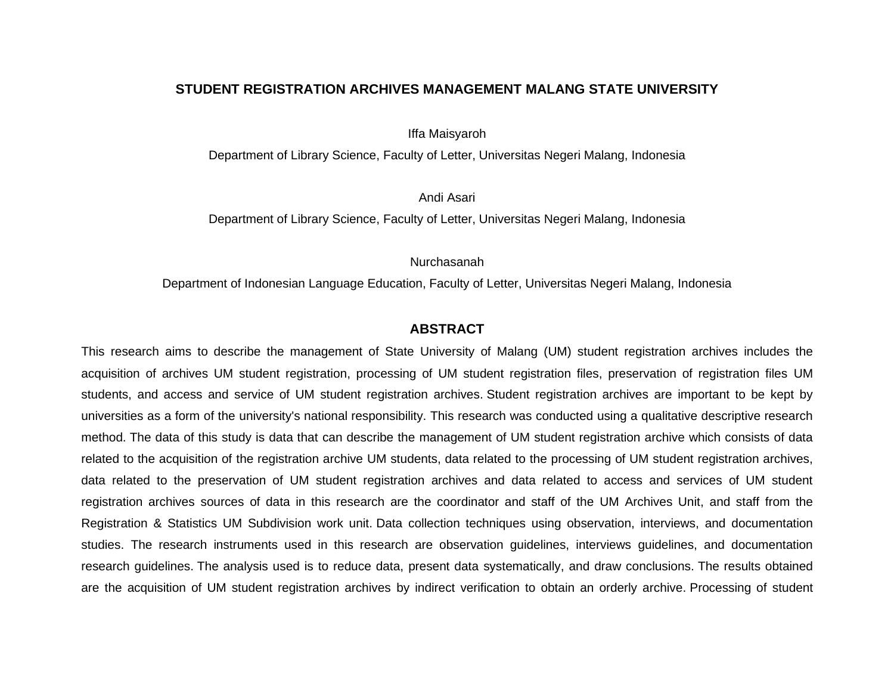# STUDENT REGISTRATION ARCHIVES MANAGEMENT MALANG STATE UNIVERSITY

Iffa Maisyaroh

Department of Library Science, Faculty of Letter, Universitas Negeri Malang, Indonesia

Andi Asari

Department of Library Science, Faculty of Letter, Universitas Negeri Malang, Indonesia

Nurchasanah

Department of Indonesian Language Education, Faculty of Letter, Universitas Negeri Malang, Indonesia

## ABSTRACT

This research aims to describe the management of State University of Malang (UM) student registration archives includes the acquisition of archives UM student registration, processing of UM student registration files, preservation of registration files UM students, and access and service of UM student registration archives. Student registration archives are important to be kept by universities as a form of the university's national responsibility. This research was conducted using a qualitative descriptive research method. The data of this study is data that can describe the management of UM student registration archive which consists of data related to the acquisition of the registration archive UM students, data related to the processing of UM student registration archives, data related to the preservation of UM student registration archives and data related to access and services of UM student registration archives sources of data in this research are the coordinator and staff of the UM Archives Unit, and staff from the Registration & Statistics UM Subdivision work unit. Data collection techniques using observation, interviews, and documentation studies. The research instruments used in this research are observation guidelines, interviews guidelines, and documentation research guidelines. The analysis used is to reduce data, present data systematically, and draw conclusions. The results obtained are the acquisition of UM student registration archives by indirect verification to obtain an orderly archive. Processing of student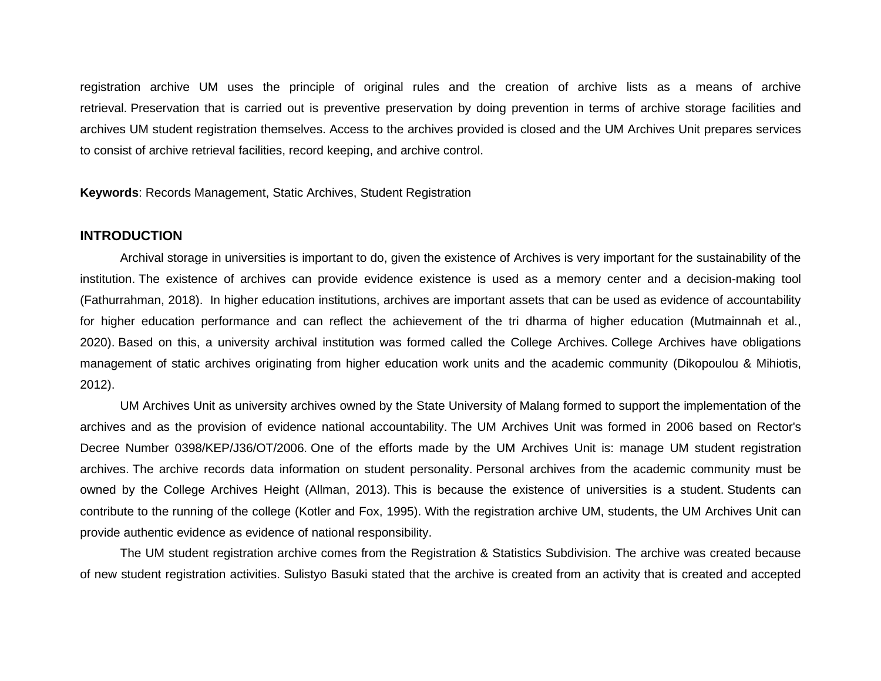registration archive UM uses the principle of original rules and the creation of archive lists as a means of archive retrieval. Preservation that is carried out is preventive preservation by doing prevention in terms of archive storage facilities and archives UM student registration themselves. Access to the archives provided is closed and the UM Archives Unit prepares services to consist of archive retrieval facilities, record keeping, and archive control.

**Keywords**: Records Management, Static Archives, Student Registration

## INTRODUCTION

Archival storage in universities is important to do, given the existence of Archives is very important for the sustainability of the institution. The existence of archives can provide evidence existence is used as a memory center and a decision-making tool (Fathurrahman, 2018). In higher education institutions, archives are important assets that can be used as evidence of accountability for higher education performance and can reflect the achievement of the tri dharma of higher education (Mutmainnah et al., 2020). Based on this, a university archival institution was formed called the College Archives. College Archives have obligations management of static archives originating from higher education work units and the academic community (Dikopoulou & Mihiotis, 2012).

UM Archives Unit as university archives owned by the State University of Malang formed to support the implementation of the archives and as the provision of evidence national accountability. The UM Archives Unit was formed in 2006 based on Rector's Decree Number 0398/KEP/J36/OT/2006. One of the efforts made by the UM Archives Unit is: manage UM student registration archives. The archive records data information on student personality. Personal archives from the academic community must be owned by the College Archives Height (Allman, 2013). This is because the existence of universities is a student. Students can contribute to the running of the college (Kotler and Fox, 1995). With the registration archive UM, students, the UM Archives Unit can provide authentic evidence as evidence of national responsibility.

The UM student registration archive comes from the Registration & Statistics Subdivision. The archive was created because of new student registration activities. Sulistyo Basuki stated that the archive is created from an activity that is created and accepted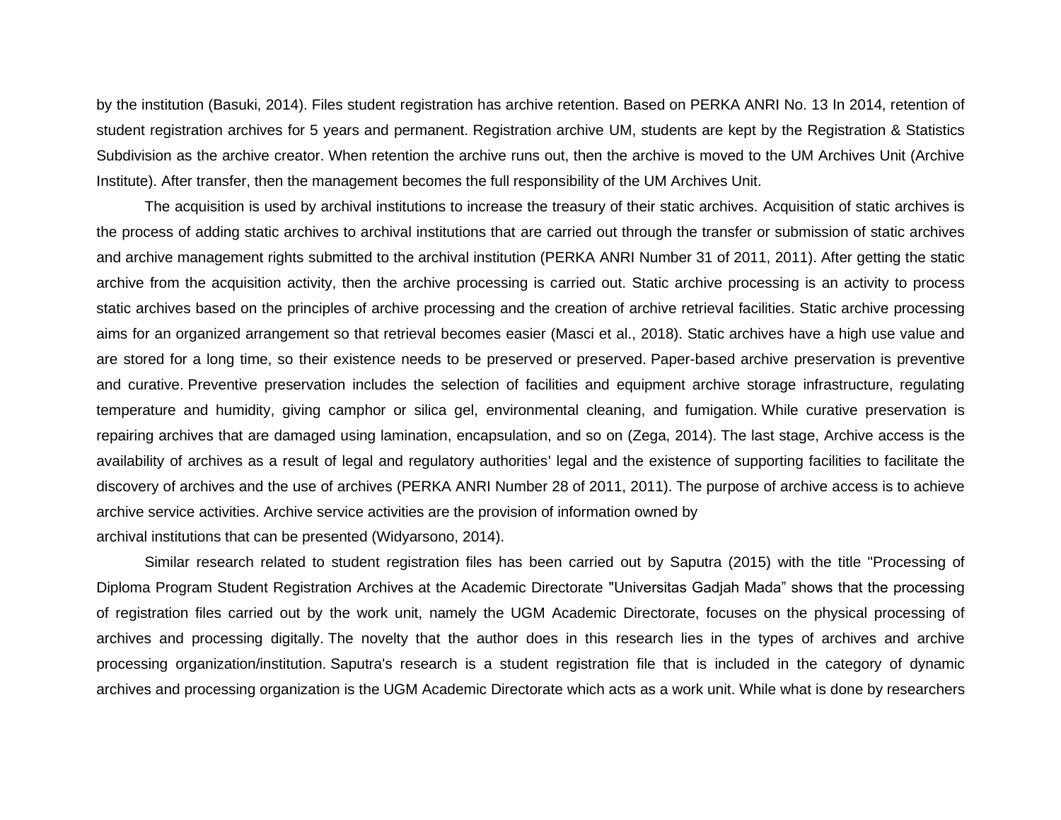by the institution (Basuki, 2014). Files student registration has archive retention. Based on PERKA ANRI No. 13 In 2014, retention of student registration archives for 5 years and permanent. Registration archive UM, students are kept by the Registration & Statistics Subdivision as the archive creator. When retention the archive runs out, then the archive is moved to the UM Archives Unit (Archive Institute). After transfer, then the management becomes the full responsibility of the UM Archives Unit.

The acquisition is used by archival institutions to increase the treasury of their static archives. Acquisition of static archives is the process of adding static archives to archival institutions that are carried out through the transfer or submission of static archives and archive management rights submitted to the archival institution (PERKA ANRI Number 31 of 2011, 2011). After getting the static archive from the acquisition activity, then the archive processing is carried out. Static archive processing is an activity to process static archives based on the principles of archive processing and the creation of archive retrieval facilities. Static archive processing aims for an organized arrangement so that retrieval becomes easier (Masci et al., 2018). Static archives have a high use value and are stored for a long time, so their existence needs to be preserved or preserved. Paper-based archive preservation is preventive and curative. Preventive preservation includes the selection of facilities and equipment archive storage infrastructure, regulating temperature and humidity, giving camphor or silica gel, environmental cleaning, and fumigation. While curative preservation is repairing archives that are damaged using lamination, encapsulation, and so on (Zega, 2014). The last stage, Archive access is the availability of archives as a result of legal and regulatory authorities' legal and the existence of supporting facilities to facilitate the discovery of archives and the use of archives (PERKA ANRI Number 28 of 2011, 2011). The purpose of archive access is to achieve archive service activities. Archive service activities are the provision of information owned by archival institutions that can be presented (Widyarsono, 2014).

Similar research related to student registration files has been carried out by Saputra (2015) with the title "Processing of Diploma Program Student Registration Archives at the Academic Directorate "Universitas Gadjah Mada" shows that the processing of registration files carried out by the work unit, namely the UGM Academic Directorate, focuses on the physical processing of archives and processing digitally. The novelty that the author does in this research lies in the types of archives and archive processing organization/institution. Saputra's research is a student registration file that is included in the category of dynamic archives and processing organization is the UGM Academic Directorate which acts as a work unit. While what is done by researchers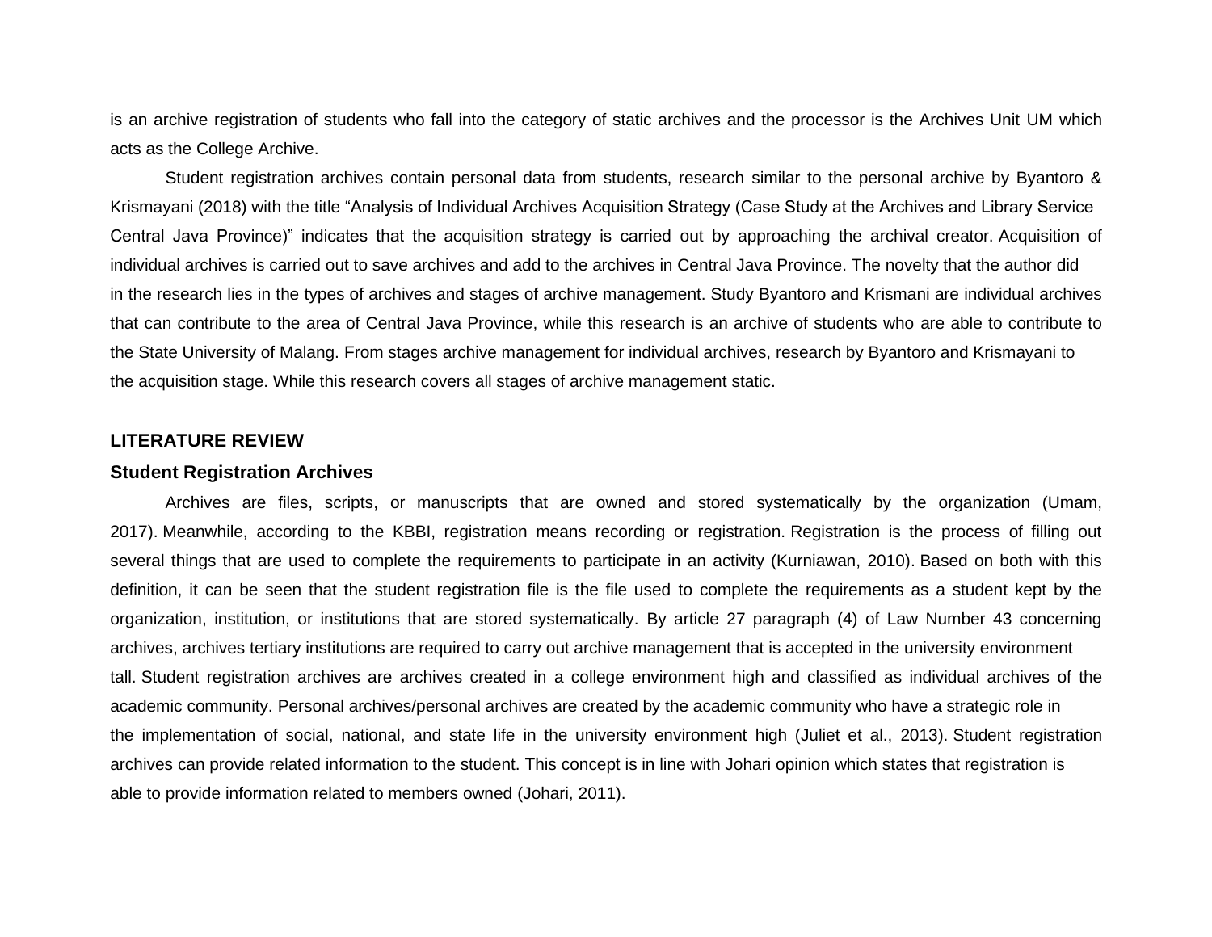is an archive registration of students who fall into the category of static archives and the processor is the Archives Unit UM which acts as the College Archive.

Student registration archives contain personal data from students, research similar to the personal archive by Byantoro & Krismayani (2018) with the title "Analysis of Individual Archives Acquisition Strategy (Case Study at the Archives and Library Service Central Java Province)" indicates that the acquisition strategy is carried out by approaching the archival creator. Acquisition of individual archives is carried out to save archives and add to the archives in Central Java Province. The novelty that the author did in the research lies in the types of archives and stages of archive management. Study Byantoro and Krismani are individual archives that can contribute to the area of Central Java Province, while this research is an archive of students who are able to contribute to the State University of Malang. From stages archive management for individual archives, research by Byantoro and Krismayani to the acquisition stage. While this research covers all stages of archive management static.

## LITERATURE REVIEW

### Student Registration Archives

Archives are files, scripts, or manuscripts that are owned and stored systematically by the organization (Umam, 2017). Meanwhile, according to the KBBI, registration means recording or registration. Registration is the process of filling out several things that are used to complete the requirements to participate in an activity (Kurniawan, 2010). Based on both with this definition, it can be seen that the student registration file is the file used to complete the requirements as a student kept by the organization, institution, or institutions that are stored systematically. By article 27 paragraph (4) of Law Number 43 concerning archives, archives tertiary institutions are required to carry out archive management that is accepted in the university environment tall. Student registration archives are archives created in a college environment high and classified as individual archives of the academic community. Personal archives/personal archives are created by the academic community who have a strategic role in the implementation of social, national, and state life in the university environment high (Juliet et al., 2013). Student registration archives can provide related information to the student. This concept is in line with Johari opinion which states that registration is able to provide information related to members owned (Johari, 2011).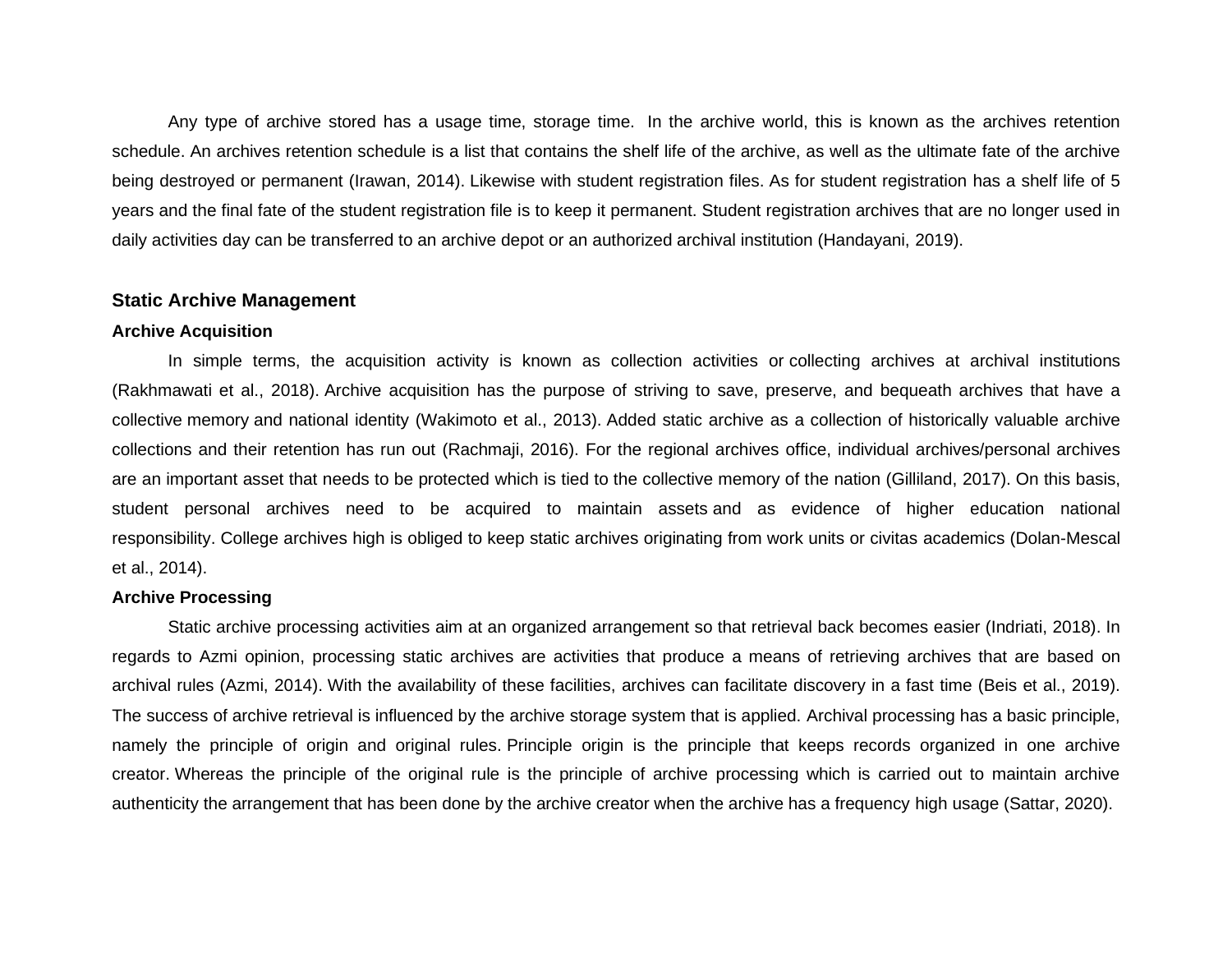Any type of archive stored has a usage time, storage time.  In the archive world, this is known as the archives retention schedule. An archives retention schedule is a list that contains the shelf life of the archive, as well as the ultimate fate of the archive being destroyed or permanent (Irawan, 2014). Likewise with student registration files. As for student registration has a shelf life of 5 years and the final fate of the student registration file is to keep it permanent. Student registration archives that are no longer used in daily activities day can be transferred to an archive depot or an authorized archival institution (Handayani, 2019).

## Static Archive Management

### Archive Acquisition

In simple terms, the acquisition activity is known as collection activities or collecting archives at archival institutions (Rakhmawati et al., 2018). Archive acquisition has the purpose of striving to save, preserve, and bequeath archives that have a collective memory and national identity (Wakimoto et al., 2013). Added static archive as a collection of historically valuable archive collections and their retention has run out (Rachmaji, 2016). For the regional archives office, individual archives/personal archives are an important asset that needs to be protected which is tied to the collective memory of the nation (Gilliland, 2017). On this basis, student personal archives need to be acquired to maintain assets and as evidence of higher education national responsibility. College archives high is obliged to keep static archives originating from work units or civitas academics (Dolan-Mescal et al., 2014).

### Archive Processing

Static archive processing activities aim at an organized arrangement so that retrieval back becomes easier (Indriati, 2018). In regards to Azmi opinion, processing static archives are activities that produce a means of retrieving archives that are based on archival rules (Azmi, 2014). With the availability of these facilities, archives can facilitate discovery in a fast time (Beis et al., 2019). The success of archive retrieval is influenced by the archive storage system that is applied. Archival processing has a basic principle, namely the principle of origin and original rules. Principle origin is the principle that keeps records organized in one archive creator. Whereas the principle of the original rule is the principle of archive processing which is carried out to maintain archive authenticity the arrangement that has been done by the archive creator when the archive has a frequency high usage (Sattar, 2020).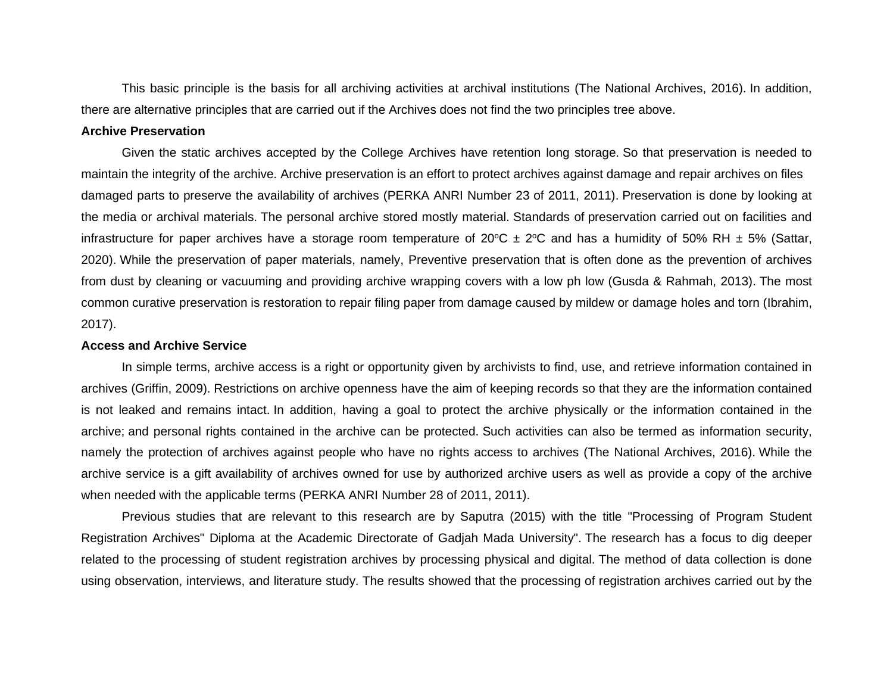This basic principle is the basis for all archiving activities at archival institutions (The National Archives, 2016). In addition, there are alternative principles that are carried out if the Archives does not find the two principles tree above.

**Archive Preservation**

Given the static archives accepted by the College Archives have retention long storage. So that preservation is needed to maintain the integrity of the archive. Archive preservation is an effort to protect archives against damage and repair archives on files damaged parts to preserve the availability of archives (PERKA ANRI Number 23 of 2011, 2011). Preservation is done by looking at the media or archival materials. The personal archive stored mostly material. Standards of preservation carried out on facilities and infrastructure for paper archives have a storage room temperature of $20^{o}C \pm 2^{o}C$ and has a humidity of 50% RH ± 5% (Sattar, 2020). While the preservation of paper materials, namely, Preventive preservation that is often done as the prevention of archives from dust by cleaning or vacuuming and providing archive wrapping covers with a low ph low (Gusda & Rahmah, 2013). The most common curative preservation is restoration to repair filing paper from damage caused by mildew or damage holes and torn (Ibrahim, 2017).

**Access and Archive Service**

In simple terms, archive access is a right or opportunity given by archivists to find, use, and retrieve information contained in archives (Griffin, 2009). Restrictions on archive openness have the aim of keeping records so that they are the information contained is not leaked and remains intact. In addition, having a goal to protect the archive physically or the information contained in the archive; and personal rights contained in the archive can be protected. Such activities can also be termed as information security, namely the protection of archives against people who have no rights access to archives (The National Archives, 2016). While the archive service is a gift availability of archives owned for use by authorized archive users as well as provide a copy of the archive when needed with the applicable terms (PERKA ANRI Number 28 of 2011, 2011).

Previous studies that are relevant to this research are by Saputra (2015) with the title "Processing of Program Student Registration Archives" Diploma at the Academic Directorate of Gadjah Mada University". The research has a focus to dig deeper related to the processing of student registration archives by processing physical and digital. The method of data collection is done using observation, interviews, and literature study. The results showed that the processing of registration archives carried out by the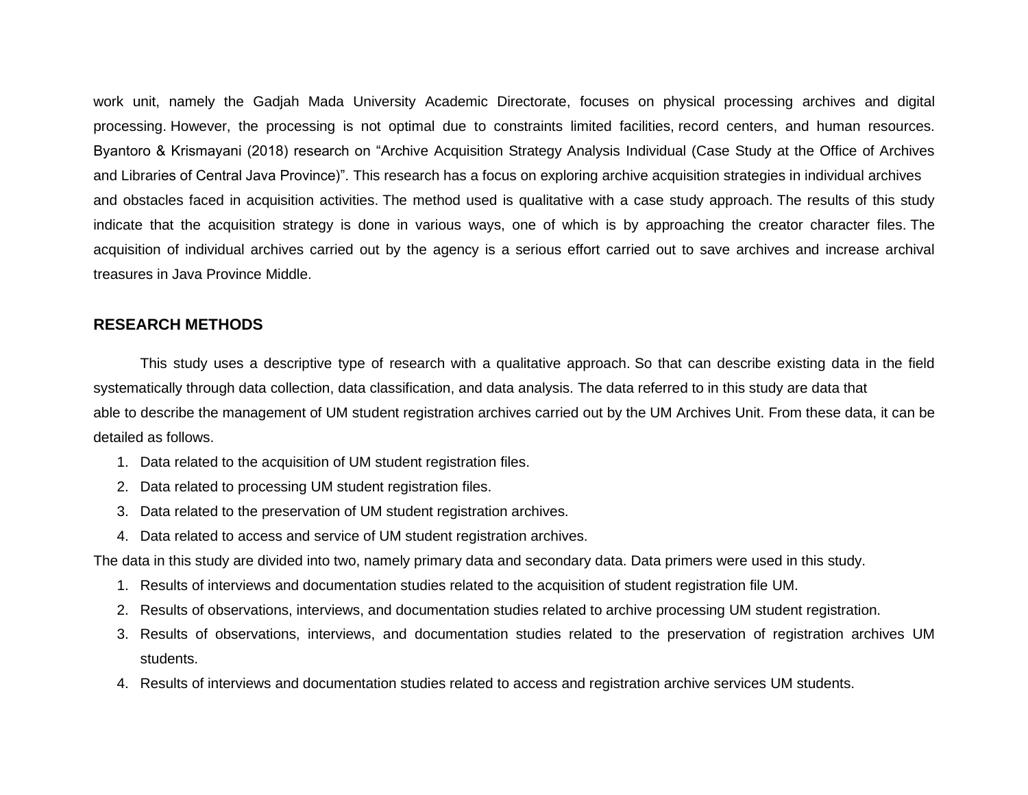work unit, namely the Gadjah Mada University Academic Directorate, focuses on physical processing archives and digital processing. However, the processing is not optimal due to constraints limited facilities, record centers, and human resources. Byantoro & Krismayani (2018) research on "Archive Acquisition Strategy Analysis Individual (Case Study at the Office of Archives and Libraries of Central Java Province)". This research has a focus on exploring archive acquisition strategies in individual archives and obstacles faced in acquisition activities. The method used is qualitative with a case study approach. The results of this study indicate that the acquisition strategy is done in various ways, one of which is by approaching the creator character files. The acquisition of individual archives carried out by the agency is a serious effort carried out to save archives and increase archival treasures in Java Province Middle.

## RESEARCH METHODS

This study uses a descriptive type of research with a qualitative approach. So that can describe existing data in the field systematically through data collection, data classification, and data analysis. The data referred to in this study are data that able to describe the management of UM student registration archives carried out by the UM Archives Unit. From these data, it can be detailed as follows.

1. Data related to the acquisition of UM student registration files.
2. Data related to processing UM student registration files.
3. Data related to the preservation of UM student registration archives.
4. Data related to access and service of UM student registration archives.

The data in this study are divided into two, namely primary data and secondary data. Data primers were used in this study.

1. Results of interviews and documentation studies related to the acquisition of student registration file UM.
2. Results of observations, interviews, and documentation studies related to archive processing UM student registration.
3. Results of observations, interviews, and documentation studies related to the preservation of registration archives UM students.
4. Results of interviews and documentation studies related to access and registration archive services UM students.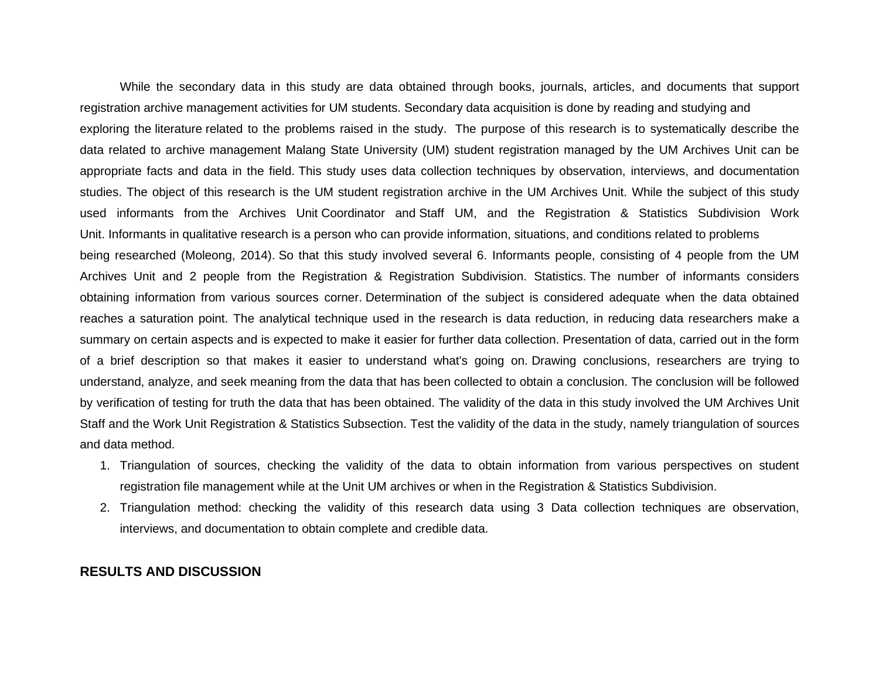While the secondary data in this study are data obtained through books, journals, articles, and documents that support registration archive management activities for UM students. Secondary data acquisition is done by reading and studying and exploring the literature related to the problems raised in the study. The purpose of this research is to systematically describe the data related to archive management Malang State University (UM) student registration managed by the UM Archives Unit can be appropriate facts and data in the field. This study uses data collection techniques by observation, interviews, and documentation studies. The object of this research is the UM student registration archive in the UM Archives Unit. While the subject of this study used informants from the Archives Unit Coordinator and Staff UM, and the Registration & Statistics Subdivision Work Unit. Informants in qualitative research is a person who can provide information, situations, and conditions related to problems being researched (Moleong, 2014). So that this study involved several 6. Informants people, consisting of 4 people from the UM Archives Unit and 2 people from the Registration & Registration Subdivision. Statistics. The number of informants considers obtaining information from various sources corner. Determination of the subject is considered adequate when the data obtained reaches a saturation point. The analytical technique used in the research is data reduction, in reducing data researchers make a summary on certain aspects and is expected to make it easier for further data collection. Presentation of data, carried out in the form of a brief description so that makes it easier to understand what's going on. Drawing conclusions, researchers are trying to understand, analyze, and seek meaning from the data that has been collected to obtain a conclusion. The conclusion will be followed by verification of testing for truth the data that has been obtained. The validity of the data in this study involved the UM Archives Unit Staff and the Work Unit Registration & Statistics Subsection. Test the validity of the data in the study, namely triangulation of sources and data method.

1. Triangulation of sources, checking the validity of the data to obtain information from various perspectives on student registration file management while at the Unit UM archives or when in the Registration & Statistics Subdivision.
2. Triangulation method: checking the validity of this research data using 3 Data collection techniques are observation, interviews, and documentation to obtain complete and credible data.

## RESULTS AND DISCUSSION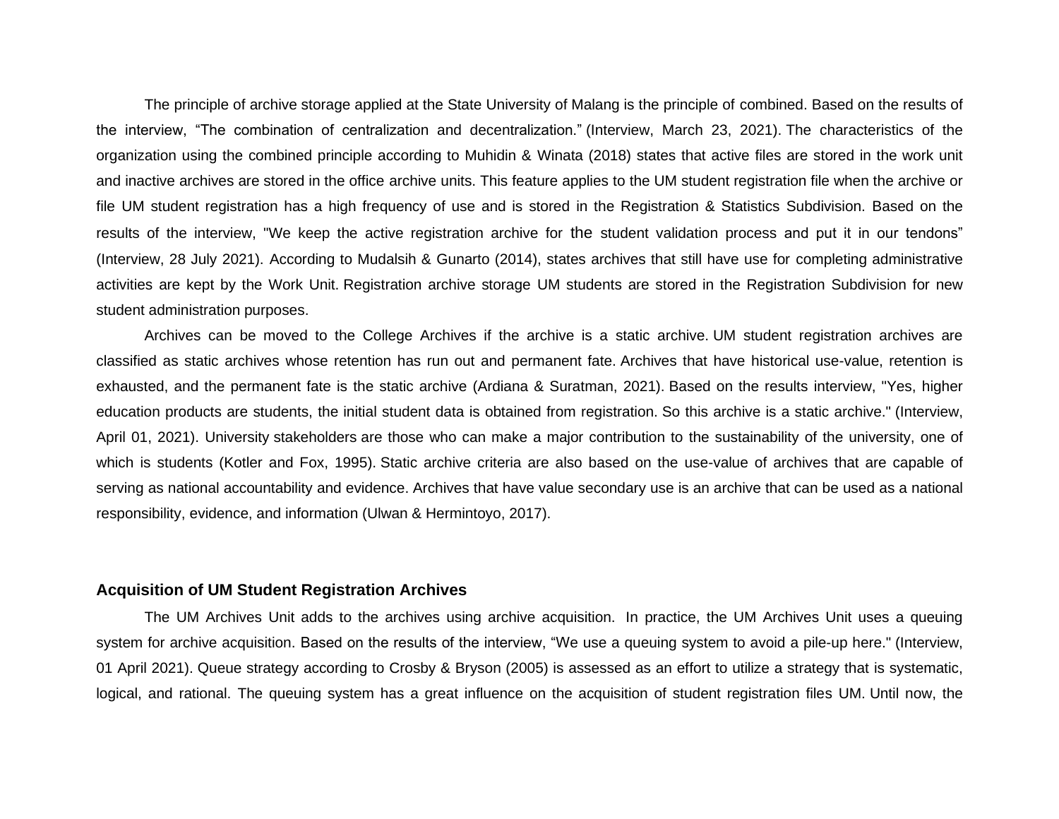The principle of archive storage applied at the State University of Malang is the principle of combined. Based on the results of the interview, "The combination of centralization and decentralization." (Interview, March 23, 2021). The characteristics of the organization using the combined principle according to Muhidin & Winata (2018) states that active files are stored in the work unit and inactive archives are stored in the office archive units. This feature applies to the UM student registration file when the archive or file UM student registration has a high frequency of use and is stored in the Registration & Statistics Subdivision. Based on the results of the interview, "We keep the active registration archive for the student validation process and put it in our tendons" (Interview, 28 July 2021). According to Mudalsih & Gunarto (2014), states archives that still have use for completing administrative activities are kept by the Work Unit. Registration archive storage UM students are stored in the Registration Subdivision for new student administration purposes.

Archives can be moved to the College Archives if the archive is a static archive. UM student registration archives are classified as static archives whose retention has run out and permanent fate. Archives that have historical use-value, retention is exhausted, and the permanent fate is the static archive (Ardiana & Suratman, 2021). Based on the results interview, "Yes, higher education products are students, the initial student data is obtained from registration. So this archive is a static archive." (Interview, April 01, 2021). University stakeholders are those who can make a major contribution to the sustainability of the university, one of which is students (Kotler and Fox, 1995). Static archive criteria are also based on the use-value of archives that are capable of serving as national accountability and evidence. Archives that have value secondary use is an archive that can be used as a national responsibility, evidence, and information (Ulwan & Hermintoyo, 2017).

### Acquisition of UM Student Registration Archives

The UM Archives Unit adds to the archives using archive acquisition. In practice, the UM Archives Unit uses a queuing system for archive acquisition. Based on the results of the interview, "We use a queuing system to avoid a pile-up here." (Interview, 01 April 2021). Queue strategy according to Crosby & Bryson (2005) is assessed as an effort to utilize a strategy that is systematic, logical, and rational. The queuing system has a great influence on the acquisition of student registration files UM. Until now, the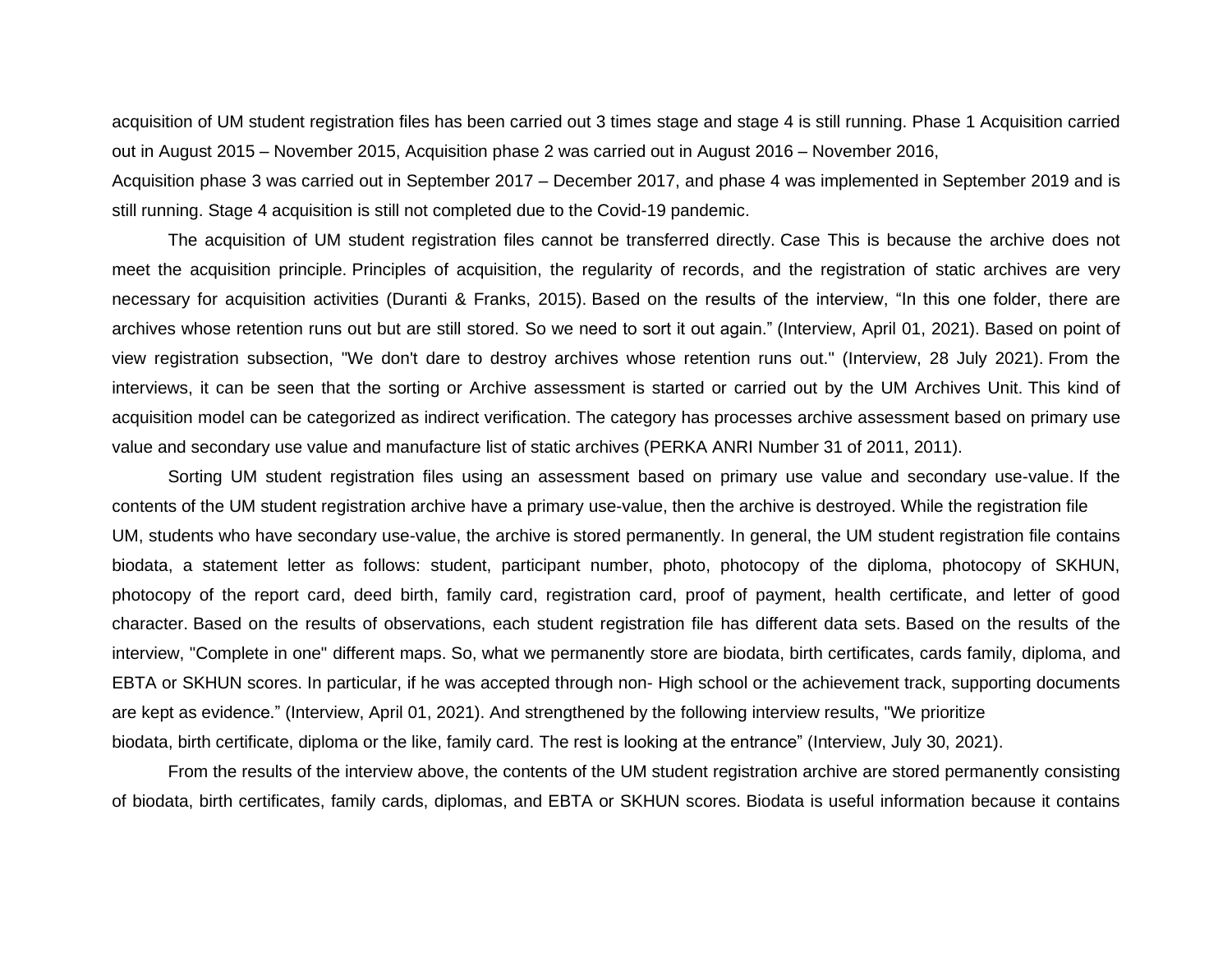acquisition of UM student registration files has been carried out 3 times stage and stage 4 is still running. Phase 1 Acquisition carried out in August 2015 – November 2015, Acquisition phase 2 was carried out in August 2016 – November 2016, Acquisition phase 3 was carried out in September 2017 – December 2017, and phase 4 was implemented in September 2019 and is still running. Stage 4 acquisition is still not completed due to the Covid-19 pandemic.

The acquisition of UM student registration files cannot be transferred directly. Case This is because the archive does not meet the acquisition principle. Principles of acquisition, the regularity of records, and the registration of static archives are very necessary for acquisition activities (Duranti & Franks, 2015). Based on the results of the interview, "In this one folder, there are archives whose retention runs out but are still stored. So we need to sort it out again." (Interview, April 01, 2021). Based on point of view registration subsection, "We don't dare to destroy archives whose retention runs out." (Interview, 28 July 2021). From the interviews, it can be seen that the sorting or Archive assessment is started or carried out by the UM Archives Unit. This kind of acquisition model can be categorized as indirect verification. The category has processes archive assessment based on primary use value and secondary use value and manufacture list of static archives (PERKA ANRI Number 31 of 2011, 2011).

Sorting UM student registration files using an assessment based on primary use value and secondary use-value. If the contents of the UM student registration archive have a primary use-value, then the archive is destroyed. While the registration file UM, students who have secondary use-value, the archive is stored permanently. In general, the UM student registration file contains biodata, a statement letter as follows: student, participant number, photo, photocopy of the diploma, photocopy of SKHUN, photocopy of the report card, deed birth, family card, registration card, proof of payment, health certificate, and letter of good character. Based on the results of observations, each student registration file has different data sets. Based on the results of the interview, "Complete in one" different maps. So, what we permanently store are biodata, birth certificates, cards family, diploma, and EBTA or SKHUN scores. In particular, if he was accepted through non- High school or the achievement track, supporting documents are kept as evidence." (Interview, April 01, 2021). And strengthened by the following interview results, "We prioritize biodata, birth certificate, diploma or the like, family card. The rest is looking at the entrance" (Interview, July 30, 2021).

From the results of the interview above, the contents of the UM student registration archive are stored permanently consisting of biodata, birth certificates, family cards, diplomas, and EBTA or SKHUN scores. Biodata is useful information because it contains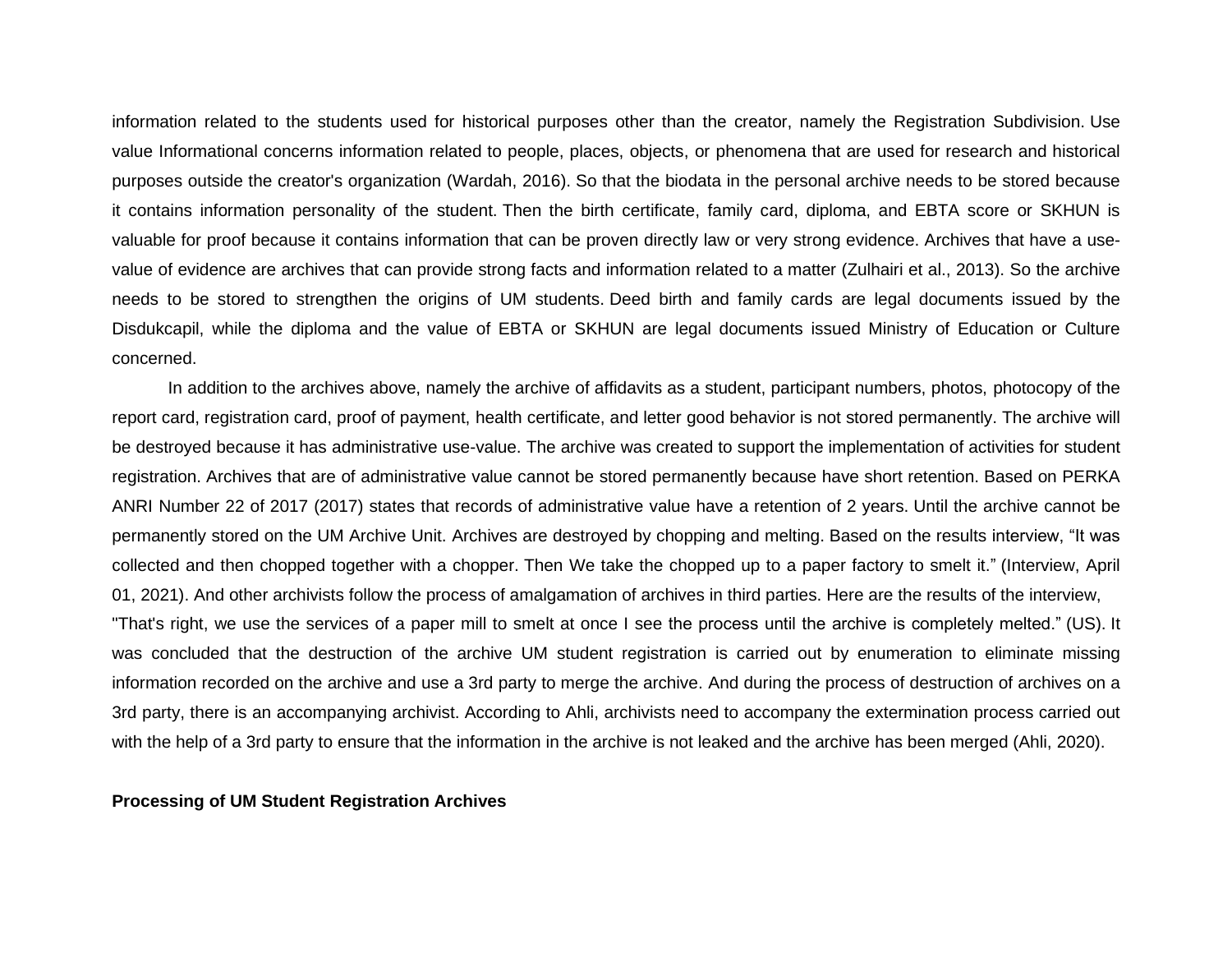information related to the students used for historical purposes other than the creator, namely the Registration Subdivision. Use value Informational concerns information related to people, places, objects, or phenomena that are used for research and historical purposes outside the creator's organization (Wardah, 2016). So that the biodata in the personal archive needs to be stored because it contains information personality of the student. Then the birth certificate, family card, diploma, and EBTA score or SKHUN is valuable for proof because it contains information that can be proven directly law or very strong evidence. Archives that have a use-value of evidence are archives that can provide strong facts and information related to a matter (Zulhairi et al., 2013). So the archive needs to be stored to strengthen the origins of UM students. Deed birth and family cards are legal documents issued by the Disdukcapil, while the diploma and the value of EBTA or SKHUN are legal documents issued Ministry of Education or Culture concerned.

In addition to the archives above, namely the archive of affidavits as a student, participant numbers, photos, photocopy of the report card, registration card, proof of payment, health certificate, and letter good behavior is not stored permanently. The archive will be destroyed because it has administrative use-value. The archive was created to support the implementation of activities for student registration. Archives that are of administrative value cannot be stored permanently because have short retention. Based on PERKA ANRI Number 22 of 2017 (2017) states that records of administrative value have a retention of 2 years. Until the archive cannot be permanently stored on the UM Archive Unit. Archives are destroyed by chopping and melting. Based on the results interview, “It was collected and then chopped together with a chopper. Then We take the chopped up to a paper factory to smelt it.” (Interview, April 01, 2021). And other archivists follow the process of amalgamation of archives in third parties. Here are the results of the interview,

"That's right, we use the services of a paper mill to smelt at once I see the process until the archive is completely melted.” (US). It was concluded that the destruction of the archive UM student registration is carried out by enumeration to eliminate missing information recorded on the archive and use a 3rd party to merge the archive. And during the process of destruction of archives on a 3rd party, there is an accompanying archivist. According to Ahli, archivists need to accompany the extermination process carried out with the help of a 3rd party to ensure that the information in the archive is not leaked and the archive has been merged (Ahli, 2020).

**Processing of UM Student Registration Archives**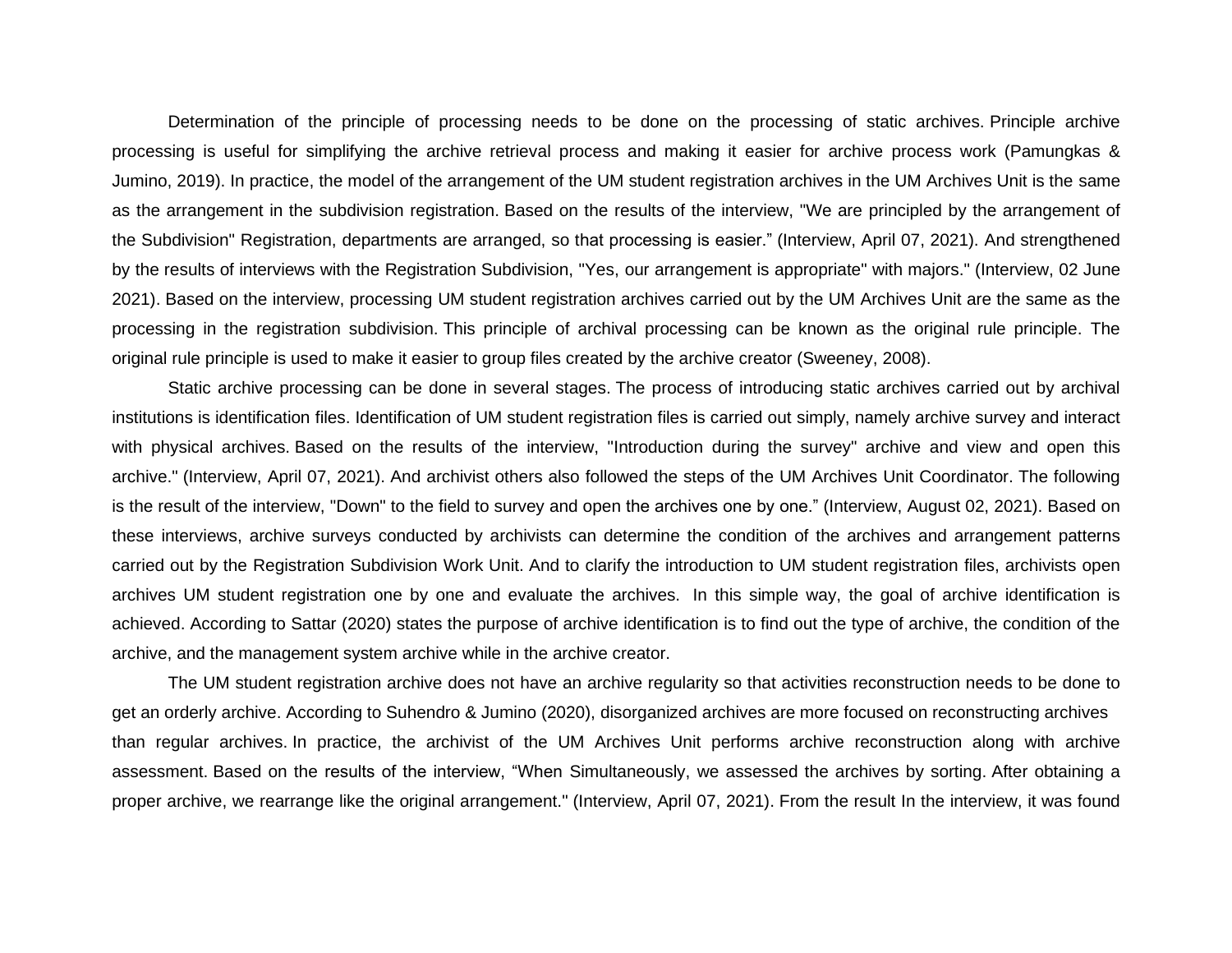Determination of the principle of processing needs to be done on the processing of static archives. Principle archive processing is useful for simplifying the archive retrieval process and making it easier for archive process work (Pamungkas & Jumino, 2019). In practice, the model of the arrangement of the UM student registration archives in the UM Archives Unit is the same as the arrangement in the subdivision registration. Based on the results of the interview, "We are principled by the arrangement of the Subdivision" Registration, departments are arranged, so that processing is easier." (Interview, April 07, 2021). And strengthened by the results of interviews with the Registration Subdivision, "Yes, our arrangement is appropriate" with majors." (Interview, 02 June 2021). Based on the interview, processing UM student registration archives carried out by the UM Archives Unit are the same as the processing in the registration subdivision. This principle of archival processing can be known as the original rule principle. The original rule principle is used to make it easier to group files created by the archive creator (Sweeney, 2008).

Static archive processing can be done in several stages. The process of introducing static archives carried out by archival institutions is identification files. Identification of UM student registration files is carried out simply, namely archive survey and interact with physical archives. Based on the results of the interview, "Introduction during the survey" archive and view and open this archive." (Interview, April 07, 2021). And archivist others also followed the steps of the UM Archives Unit Coordinator. The following is the result of the interview, "Down" to the field to survey and open the archives one by one." (Interview, August 02, 2021). Based on these interviews, archive surveys conducted by archivists can determine the condition of the archives and arrangement patterns carried out by the Registration Subdivision Work Unit. And to clarify the introduction to UM student registration files, archivists open archives UM student registration one by one and evaluate the archives. In this simple way, the goal of archive identification is achieved. According to Sattar (2020) states the purpose of archive identification is to find out the type of archive, the condition of the archive, and the management system archive while in the archive creator.

The UM student registration archive does not have an archive regularity so that activities reconstruction needs to be done to get an orderly archive. According to Suhendro & Jumino (2020), disorganized archives are more focused on reconstructing archives than regular archives. In practice, the archivist of the UM Archives Unit performs archive reconstruction along with archive assessment. Based on the results of the interview, "When Simultaneously, we assessed the archives by sorting. After obtaining a proper archive, we rearrange like the original arrangement." (Interview, April 07, 2021). From the result In the interview, it was found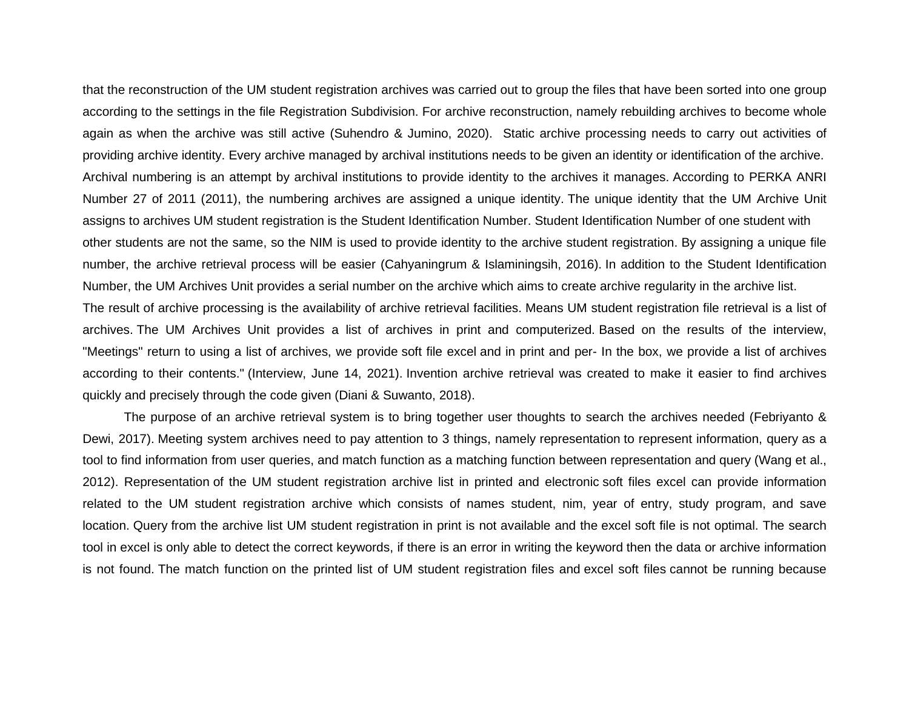that the reconstruction of the UM student registration archives was carried out to group the files that have been sorted into one group according to the settings in the file Registration Subdivision. For archive reconstruction, namely rebuilding archives to become whole again as when the archive was still active (Suhendro & Jumino, 2020). Static archive processing needs to carry out activities of providing archive identity. Every archive managed by archival institutions needs to be given an identity or identification of the archive. Archival numbering is an attempt by archival institutions to provide identity to the archives it manages. According to PERKA ANRI Number 27 of 2011 (2011), the numbering archives are assigned a unique identity. The unique identity that the UM Archive Unit assigns to archives UM student registration is the Student Identification Number. Student Identification Number of one student with other students are not the same, so the NIM is used to provide identity to the archive student registration. By assigning a unique file number, the archive retrieval process will be easier (Cahyaningrum & Islaminingsih, 2016). In addition to the Student Identification Number, the UM Archives Unit provides a serial number on the archive which aims to create archive regularity in the archive list.

The result of archive processing is the availability of archive retrieval facilities. Means UM student registration file retrieval is a list of archives. The UM Archives Unit provides a list of archives in print and computerized. Based on the results of the interview, "Meetings" return to using a list of archives, we provide soft file excel and in print and per- In the box, we provide a list of archives according to their contents." (Interview, June 14, 2021). Invention archive retrieval was created to make it easier to find archives quickly and precisely through the code given (Diani & Suwanto, 2018).

The purpose of an archive retrieval system is to bring together user thoughts to search the archives needed (Febriyanto & Dewi, 2017). Meeting system archives need to pay attention to 3 things, namely representation to represent information, query as a tool to find information from user queries, and match function as a matching function between representation and query (Wang et al., 2012). Representation of the UM student registration archive list in printed and electronic soft files excel can provide information related to the UM student registration archive which consists of names student, nim, year of entry, study program, and save location. Query from the archive list UM student registration in print is not available and the excel soft file is not optimal. The search tool in excel is only able to detect the correct keywords, if there is an error in writing the keyword then the data or archive information is not found. The match function on the printed list of UM student registration files and excel soft files cannot be running because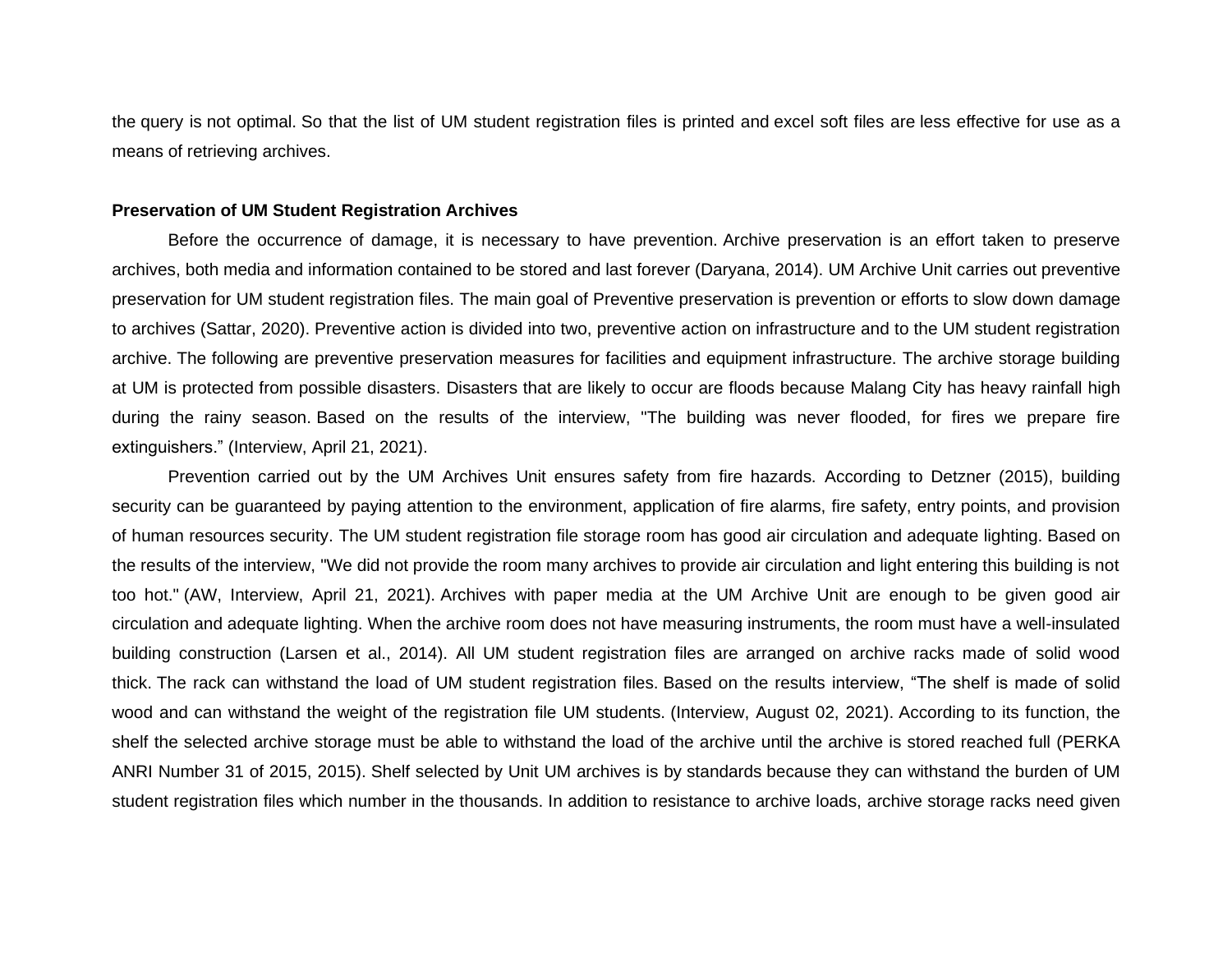the query is not optimal. So that the list of UM student registration files is printed and excel soft files are less effective for use as a means of retrieving archives.

**Preservation of UM Student Registration Archives**

Before the occurrence of damage, it is necessary to have prevention. Archive preservation is an effort taken to preserve archives, both media and information contained to be stored and last forever (Daryana, 2014). UM Archive Unit carries out preventive preservation for UM student registration files. The main goal of Preventive preservation is prevention or efforts to slow down damage to archives (Sattar, 2020). Preventive action is divided into two, preventive action on infrastructure and to the UM student registration archive. The following are preventive preservation measures for facilities and equipment infrastructure. The archive storage building at UM is protected from possible disasters. Disasters that are likely to occur are floods because Malang City has heavy rainfall high during the rainy season. Based on the results of the interview, "The building was never flooded, for fires we prepare fire extinguishers." (Interview, April 21, 2021).

Prevention carried out by the UM Archives Unit ensures safety from fire hazards. According to Detzner (2015), building security can be guaranteed by paying attention to the environment, application of fire alarms, fire safety, entry points, and provision of human resources security. The UM student registration file storage room has good air circulation and adequate lighting. Based on the results of the interview, "We did not provide the room many archives to provide air circulation and light entering this building is not too hot." (AW, Interview, April 21, 2021). Archives with paper media at the UM Archive Unit are enough to be given good air circulation and adequate lighting. When the archive room does not have measuring instruments, the room must have a well-insulated building construction (Larsen et al., 2014). All UM student registration files are arranged on archive racks made of solid wood thick. The rack can withstand the load of UM student registration files. Based on the results interview, "The shelf is made of solid wood and can withstand the weight of the registration file UM students. (Interview, August 02, 2021). According to its function, the shelf the selected archive storage must be able to withstand the load of the archive until the archive is stored reached full (PERKA ANRI Number 31 of 2015, 2015). Shelf selected by Unit UM archives is by standards because they can withstand the burden of UM student registration files which number in the thousands. In addition to resistance to archive loads, archive storage racks need given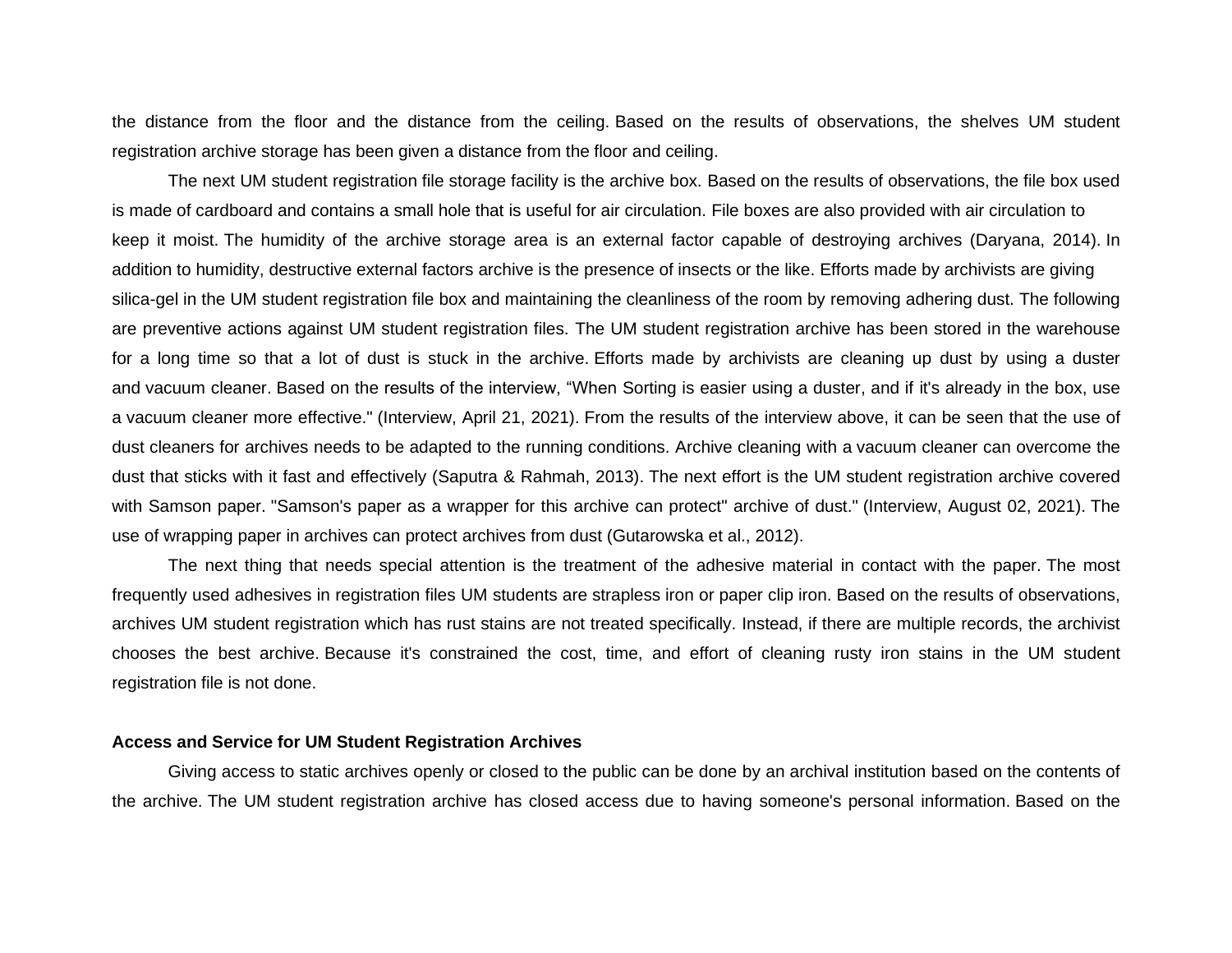the distance from the floor and the distance from the ceiling. Based on the results of observations, the shelves UM student registration archive storage has been given a distance from the floor and ceiling.

The next UM student registration file storage facility is the archive box. Based on the results of observations, the file box used is made of cardboard and contains a small hole that is useful for air circulation. File boxes are also provided with air circulation to keep it moist. The humidity of the archive storage area is an external factor capable of destroying archives (Daryana, 2014). In addition to humidity, destructive external factors archive is the presence of insects or the like. Efforts made by archivists are giving silica-gel in the UM student registration file box and maintaining the cleanliness of the room by removing adhering dust. The following are preventive actions against UM student registration files. The UM student registration archive has been stored in the warehouse for a long time so that a lot of dust is stuck in the archive. Efforts made by archivists are cleaning up dust by using a duster and vacuum cleaner. Based on the results of the interview, "When Sorting is easier using a duster, and if it's already in the box, use a vacuum cleaner more effective." (Interview, April 21, 2021). From the results of the interview above, it can be seen that the use of dust cleaners for archives needs to be adapted to the running conditions. Archive cleaning with a vacuum cleaner can overcome the dust that sticks with it fast and effectively (Saputra & Rahmah, 2013). The next effort is the UM student registration archive covered with Samson paper. "Samson's paper as a wrapper for this archive can protect" archive of dust." (Interview, August 02, 2021). The use of wrapping paper in archives can protect archives from dust (Gutarowska et al., 2012).

The next thing that needs special attention is the treatment of the adhesive material in contact with the paper. The most frequently used adhesives in registration files UM students are strapless iron or paper clip iron. Based on the results of observations, archives UM student registration which has rust stains are not treated specifically. Instead, if there are multiple records, the archivist chooses the best archive. Because it's constrained the cost, time, and effort of cleaning rusty iron stains in the UM student registration file is not done.

**Access and Service for UM Student Registration Archives**

Giving access to static archives openly or closed to the public can be done by an archival institution based on the contents of the archive. The UM student registration archive has closed access due to having someone's personal information. Based on the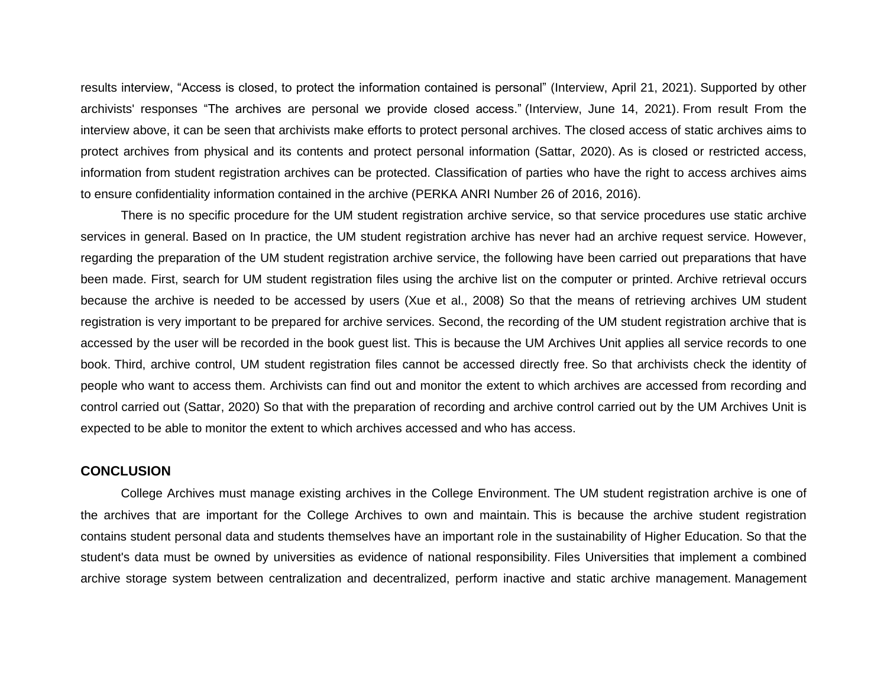results interview, “Access is closed, to protect the information contained is personal” (Interview, April 21, 2021). Supported by other archivists' responses “The archives are personal we provide closed access.” (Interview, June 14, 2021). From result From the interview above, it can be seen that archivists make efforts to protect personal archives. The closed access of static archives aims to protect archives from physical and its contents and protect personal information (Sattar, 2020). As is closed or restricted access, information from student registration archives can be protected. Classification of parties who have the right to access archives aims to ensure confidentiality information contained in the archive (PERKA ANRI Number 26 of 2016, 2016).

There is no specific procedure for the UM student registration archive service, so that service procedures use static archive services in general. Based on In practice, the UM student registration archive has never had an archive request service. However, regarding the preparation of the UM student registration archive service, the following have been carried out preparations that have been made. First, search for UM student registration files using the archive list on the computer or printed. Archive retrieval occurs because the archive is needed to be accessed by users (Xue et al., 2008) So that the means of retrieving archives UM student registration is very important to be prepared for archive services. Second, the recording of the UM student registration archive that is accessed by the user will be recorded in the book guest list. This is because the UM Archives Unit applies all service records to one book. Third, archive control, UM student registration files cannot be accessed directly free. So that archivists check the identity of people who want to access them. Archivists can find out and monitor the extent to which archives are accessed from recording and control carried out (Sattar, 2020) So that with the preparation of recording and archive control carried out by the UM Archives Unit is expected to be able to monitor the extent to which archives accessed and who has access.

## CONCLUSION

College Archives must manage existing archives in the College Environment. The UM student registration archive is one of the archives that are important for the College Archives to own and maintain. This is because the archive student registration contains student personal data and students themselves have an important role in the sustainability of Higher Education. So that the student's data must be owned by universities as evidence of national responsibility. Files Universities that implement a combined archive storage system between centralization and decentralized, perform inactive and static archive management. Management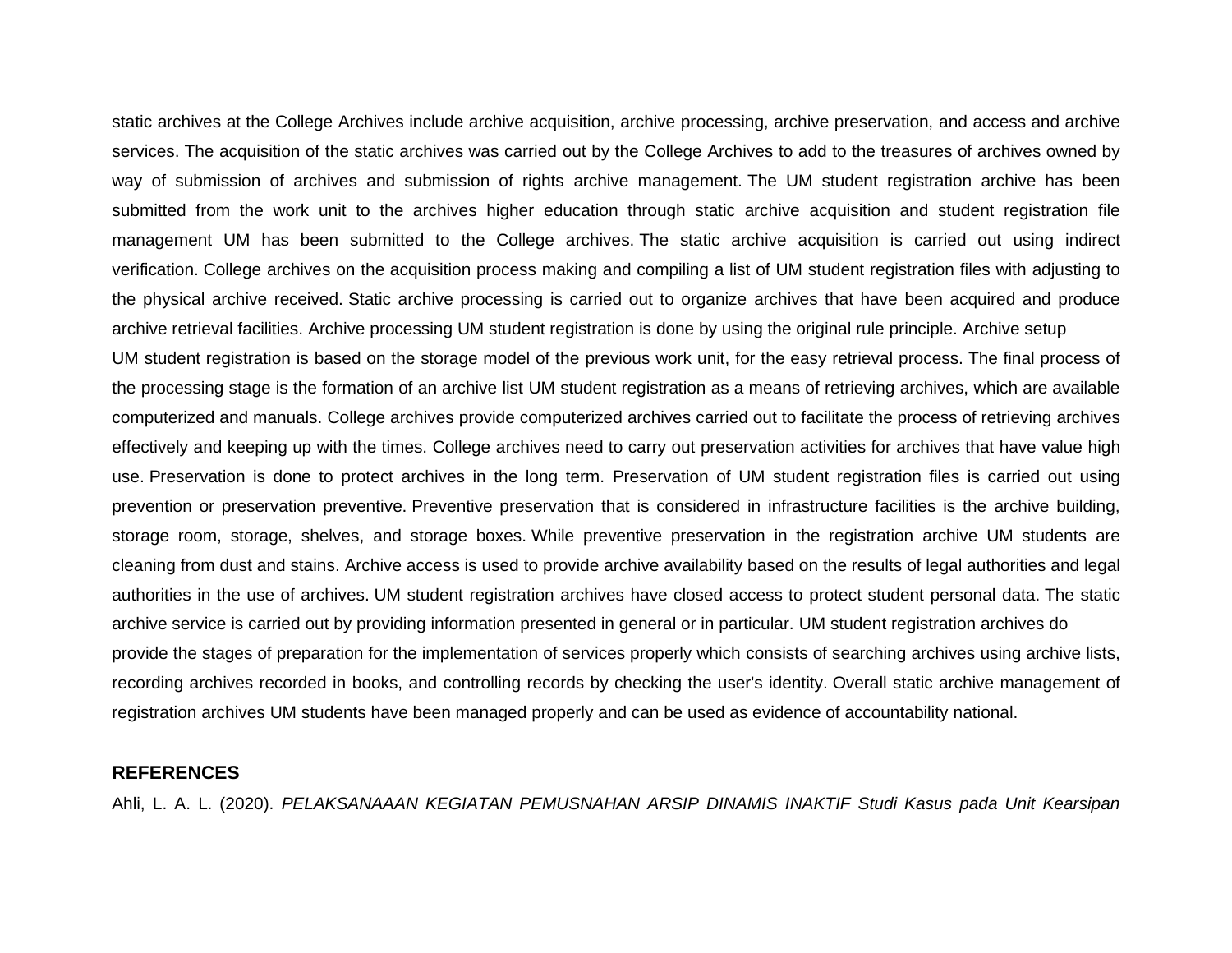static archives at the College Archives include archive acquisition, archive processing, archive preservation, and access and archive services. The acquisition of the static archives was carried out by the College Archives to add to the treasures of archives owned by way of submission of archives and submission of rights archive management. The UM student registration archive has been submitted from the work unit to the archives higher education through static archive acquisition and student registration file management UM has been submitted to the College archives. The static archive acquisition is carried out using indirect verification. College archives on the acquisition process making and compiling a list of UM student registration files with adjusting to the physical archive received. Static archive processing is carried out to organize archives that have been acquired and produce archive retrieval facilities. Archive processing UM student registration is done by using the original rule principle. Archive setup UM student registration is based on the storage model of the previous work unit, for the easy retrieval process. The final process of the processing stage is the formation of an archive list UM student registration as a means of retrieving archives, which are available computerized and manuals. College archives provide computerized archives carried out to facilitate the process of retrieving archives effectively and keeping up with the times. College archives need to carry out preservation activities for archives that have value high use. Preservation is done to protect archives in the long term. Preservation of UM student registration files is carried out using prevention or preservation preventive. Preventive preservation that is considered in infrastructure facilities is the archive building, storage room, storage, shelves, and storage boxes. While preventive preservation in the registration archive UM students are cleaning from dust and stains. Archive access is used to provide archive availability based on the results of legal authorities and legal authorities in the use of archives. UM student registration archives have closed access to protect student personal data. The static archive service is carried out by providing information presented in general or in particular. UM student registration archives do provide the stages of preparation for the implementation of services properly which consists of searching archives using archive lists, recording archives recorded in books, and controlling records by checking the user's identity. Overall static archive management of registration archives UM students have been managed properly and can be used as evidence of accountability national.

## REFERENCES

Ahli, L. A. L. (2020). *PELAKSANAAAN KEGIATAN PEMUSNAHAN ARSIP DINAMIS INAKTIF Studi Kasus pada Unit Kearsipan*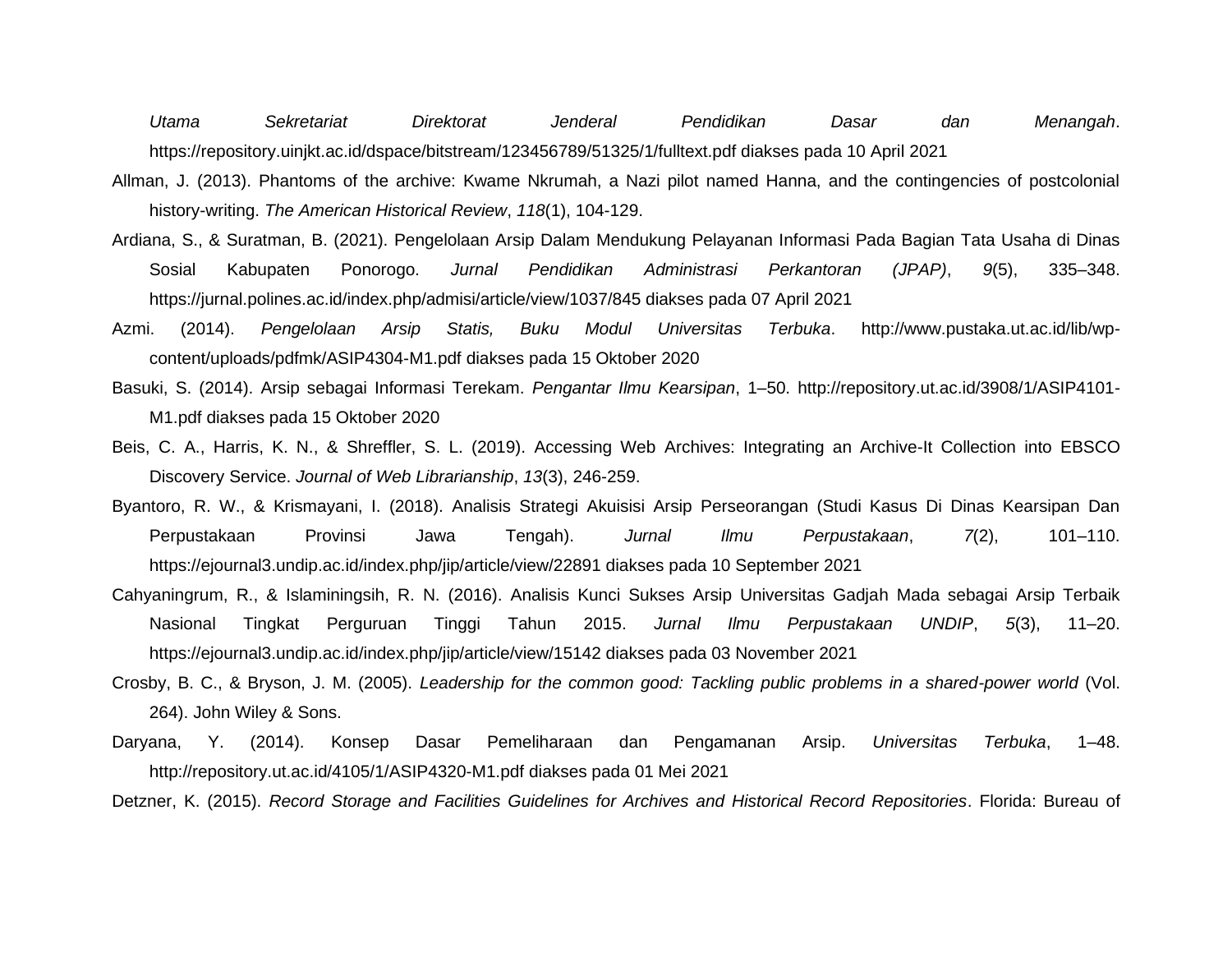*Utama Sekretariat Direktorat Jenderal Pendidikan Dasar dan Menangah*. https://repository.uinjkt.ac.id/dspace/bitstream/123456789/51325/1/fulltext.pdf diakses pada 10 April 2021

Allman, J. (2013). Phantoms of the archive: Kwame Nkrumah, a Nazi pilot named Hanna, and the contingencies of postcolonial history-writing. *The American Historical Review*, *118*(1), 104-129.

Ardiana, S., & Suratman, B. (2021). Pengelolaan Arsip Dalam Mendukung Pelayanan Informasi Pada Bagian Tata Usaha di Dinas Sosial Kabupaten Ponorogo. *Jurnal Pendidikan Administrasi Perkantoran (JPAP)*, *9*(5), 335–348. https://jurnal.polines.ac.id/index.php/admisi/article/view/1037/845 diakses pada 07 April 2021

Azmi. (2014). *Pengelolaan Arsip Statis, Buku Modul Universitas Terbuka*. http://www.pustaka.ut.ac.id/lib/wp-content/uploads/pdfmk/ASIP4304-M1.pdf diakses pada 15 Oktober 2020

Basuki, S. (2014). Arsip sebagai Informasi Terekam. *Pengantar Ilmu Kearsipan*, 1–50. http://repository.ut.ac.id/3908/1/ASIP4101-M1.pdf diakses pada 15 Oktober 2020

Beis, C. A., Harris, K. N., & Shreffler, S. L. (2019). Accessing Web Archives: Integrating an Archive-It Collection into EBSCO Discovery Service. *Journal of Web Librarianship*, *13*(3), 246-259.

Byantoro, R. W., & Krismayani, I. (2018). Analisis Strategi Akuisisi Arsip Perseorangan (Studi Kasus Di Dinas Kearsipan Dan Perpustakaan Provinsi Jawa Tengah). *Jurnal Ilmu Perpustakaan*, *7*(2), 101–110. https://ejournal3.undip.ac.id/index.php/jip/article/view/22891 diakses pada 10 September 2021

Cahyaningrum, R., & Islaminingsih, R. N. (2016). Analisis Kunci Sukses Arsip Universitas Gadjah Mada sebagai Arsip Terbaik Nasional Tingkat Perguruan Tinggi Tahun 2015. *Jurnal Ilmu Perpustakaan UNDIP*, *5*(3), 11–20. https://ejournal3.undip.ac.id/index.php/jip/article/view/15142 diakses pada 03 November 2021

Crosby, B. C., & Bryson, J. M. (2005). *Leadership for the common good: Tackling public problems in a shared-power world* (Vol. 264). John Wiley & Sons.

Daryana, Y. (2014). Konsep Dasar Pemeliharaan dan Pengamanan Arsip. *Universitas Terbuka*, 1–48. http://repository.ut.ac.id/4105/1/ASIP4320-M1.pdf diakses pada 01 Mei 2021

Detzner, K. (2015). *Record Storage and Facilities Guidelines for Archives and Historical Record Repositories*. Florida: Bureau of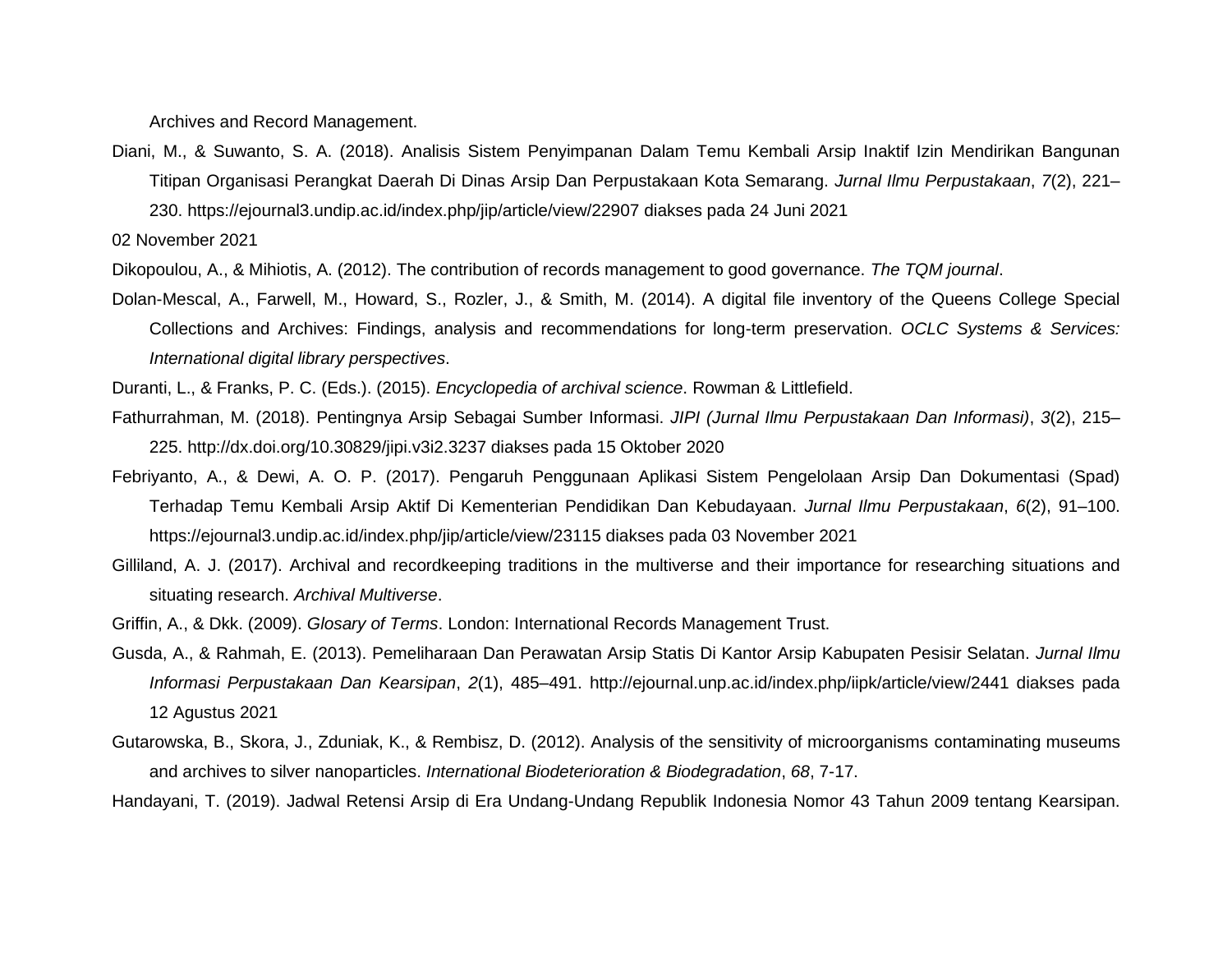Archives and Record Management.

Diani, M., & Suwanto, S. A. (2018). Analisis Sistem Penyimpanan Dalam Temu Kembali Arsip Inaktif Izin Mendirikan Bangunan Titipan Organisasi Perangkat Daerah Di Dinas Arsip Dan Perpustakaan Kota Semarang. *Jurnal Ilmu Perpustakaan*, *7*(2), 221–230. https://ejournal3.undip.ac.id/index.php/jip/article/view/22907 diakses pada 24 Juni 2021

02 November 2021

Dikopoulou, A., & Mihiotis, A. (2012). The contribution of records management to good governance. *The TQM journal*.

Dolan-Mescal, A., Farwell, M., Howard, S., Rozler, J., & Smith, M. (2014). A digital file inventory of the Queens College Special Collections and Archives: Findings, analysis and recommendations for long-term preservation. *OCLC Systems & Services: International digital library perspectives*.

Duranti, L., & Franks, P. C. (Eds.). (2015). *Encyclopedia of archival science*. Rowman & Littlefield.

Fathurrahman, M. (2018). Pentingnya Arsip Sebagai Sumber Informasi. *JIPI (Jurnal Ilmu Perpustakaan Dan Informasi)*, *3*(2), 215–225. http://dx.doi.org/10.30829/jipi.v3i2.3237 diakses pada 15 Oktober 2020

Febriyanto, A., & Dewi, A. O. P. (2017). Pengaruh Penggunaan Aplikasi Sistem Pengelolaan Arsip Dan Dokumentasi (Spad) Terhadap Temu Kembali Arsip Aktif Di Kementerian Pendidikan Dan Kebudayaan. *Jurnal Ilmu Perpustakaan*, *6*(2), 91–100. https://ejournal3.undip.ac.id/index.php/jip/article/view/23115 diakses pada 03 November 2021

Gilliland, A. J. (2017). Archival and recordkeeping traditions in the multiverse and their importance for researching situations and situating research. *Archival Multiverse*.

Griffin, A., & Dkk. (2009). *Glosary of Terms*. London: International Records Management Trust.

Gusda, A., & Rahmah, E. (2013). Pemeliharaan Dan Perawatan Arsip Statis Di Kantor Arsip Kabupaten Pesisir Selatan. *Jurnal Ilmu Informasi Perpustakaan Dan Kearsipan*, *2*(1), 485–491. http://ejournal.unp.ac.id/index.php/iipk/article/view/2441 diakses pada 12 Agustus 2021

Gutarowska, B., Skora, J., Zduniak, K., & Rembisz, D. (2012). Analysis of the sensitivity of microorganisms contaminating museums and archives to silver nanoparticles. *International Biodeterioration & Biodegradation*, *68*, 7-17.

Handayani, T. (2019). Jadwal Retensi Arsip di Era Undang-Undang Republik Indonesia Nomor 43 Tahun 2009 tentang Kearsipan.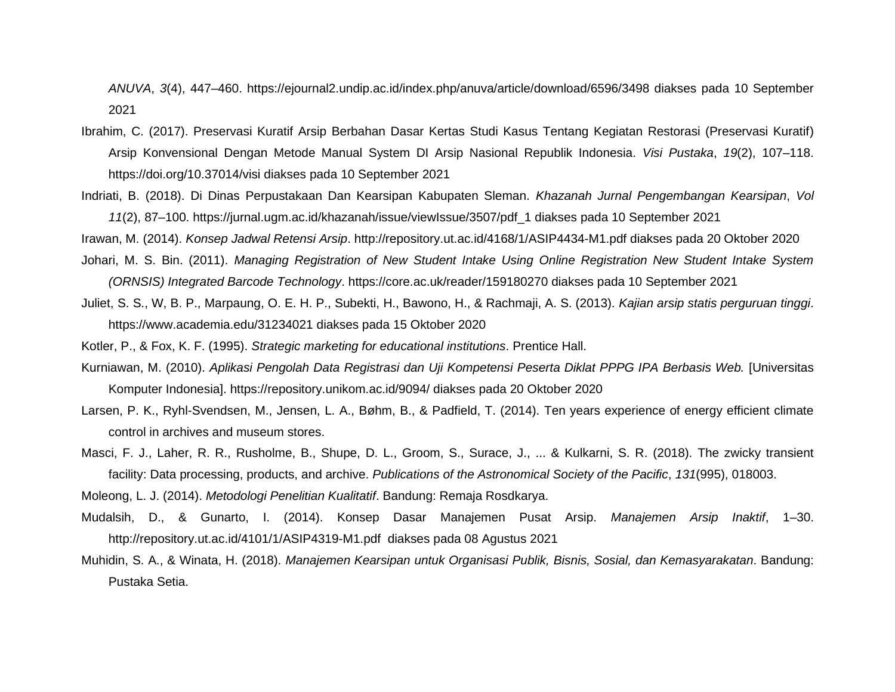*ANUVA*, *3*(4), 447–460. https://ejournal2.undip.ac.id/index.php/anuva/article/download/6596/3498 diakses pada 10 September 2021

Ibrahim, C. (2017). Preservasi Kuratif Arsip Berbahan Dasar Kertas Studi Kasus Tentang Kegiatan Restorasi (Preservasi Kuratif) Arsip Konvensional Dengan Metode Manual System DI Arsip Nasional Republik Indonesia. *Visi Pustaka*, *19*(2), 107–118. https://doi.org/10.37014/visi diakses pada 10 September 2021

Indriati, B. (2018). Di Dinas Perpustakaan Dan Kearsipan Kabupaten Sleman. *Khazanah Jurnal Pengembangan Kearsipan*, *Vol 11*(2), 87–100. https://jurnal.ugm.ac.id/khazanah/issue/viewIssue/3507/pdf_1 diakses pada 10 September 2021

Irawan, M. (2014). *Konsep Jadwal Retensi Arsip*. http://repository.ut.ac.id/4168/1/ASIP4434-M1.pdf diakses pada 20 Oktober 2020

Johari, M. S. Bin. (2011). *Managing Registration of New Student Intake Using Online Registration New Student Intake System (ORNSIS) Integrated Barcode Technology*. https://core.ac.uk/reader/159180270 diakses pada 10 September 2021

Juliet, S. S., W, B. P., Marpaung, O. E. H. P., Subekti, H., Bawono, H., & Rachmaji, A. S. (2013). *Kajian arsip statis perguruan tinggi*. https://www.academia.edu/31234021 diakses pada 15 Oktober 2020

Kotler, P., & Fox, K. F. (1995). *Strategic marketing for educational institutions*. Prentice Hall.

Kurniawan, M. (2010). *Aplikasi Pengolah Data Registrasi dan Uji Kompetensi Peserta Diklat PPPG IPA Berbasis Web.* [Universitas Komputer Indonesia]. https://repository.unikom.ac.id/9094/ diakses pada 20 Oktober 2020

Larsen, P. K., Ryhl-Svendsen, M., Jensen, L. A., Bøhm, B., & Padfield, T. (2014). Ten years experience of energy efficient climate control in archives and museum stores.

Masci, F. J., Laher, R. R., Rusholme, B., Shupe, D. L., Groom, S., Surace, J., ... & Kulkarni, S. R. (2018). The zwicky transient facility: Data processing, products, and archive. *Publications of the Astronomical Society of the Pacific*, *131*(995), 018003.

Moleong, L. J. (2014). *Metodologi Penelitian Kualitatif*. Bandung: Remaja Rosdkarya.

Mudalsih, D., & Gunarto, I. (2014). Konsep Dasar Manajemen Pusat Arsip. *Manajemen Arsip Inaktif*, 1–30. http://repository.ut.ac.id/4101/1/ASIP4319-M1.pdf diakses pada 08 Agustus 2021

Muhidin, S. A., & Winata, H. (2018). *Manajemen Kearsipan untuk Organisasi Publik, Bisnis, Sosial, dan Kemasyarakatan*. Bandung: Pustaka Setia.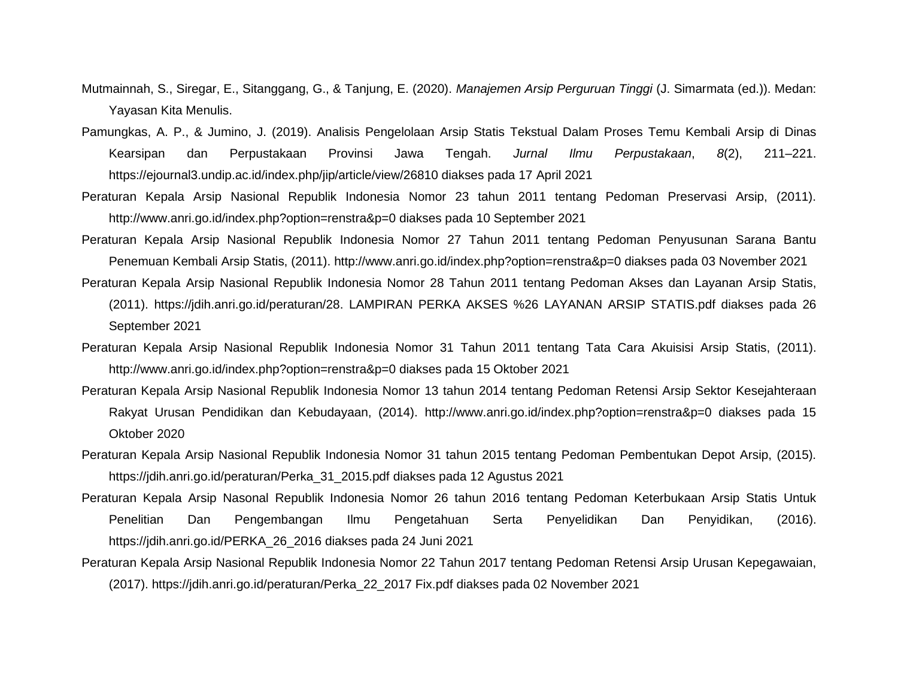Mutmainnah, S., Siregar, E., Sitanggang, G., & Tanjung, E. (2020). *Manajemen Arsip Perguruan Tinggi* (J. Simarmata (ed.)). Medan: Yayasan Kita Menulis.

Pamungkas, A. P., & Jumino, J. (2019). Analisis Pengelolaan Arsip Statis Tekstual Dalam Proses Temu Kembali Arsip di Dinas Kearsipan dan Perpustakaan Provinsi Jawa Tengah. *Jurnal Ilmu Perpustakaan*, *8*(2), 211–221. https://ejournal3.undip.ac.id/index.php/jip/article/view/26810 diakses pada 17 April 2021

Peraturan Kepala Arsip Nasional Republik Indonesia Nomor 23 tahun 2011 tentang Pedoman Preservasi Arsip, (2011). http://www.anri.go.id/index.php?option=renstra&p=0 diakses pada 10 September 2021

Peraturan Kepala Arsip Nasional Republik Indonesia Nomor 27 Tahun 2011 tentang Pedoman Penyusunan Sarana Bantu Penemuan Kembali Arsip Statis, (2011). http://www.anri.go.id/index.php?option=renstra&p=0 diakses pada 03 November 2021

Peraturan Kepala Arsip Nasional Republik Indonesia Nomor 28 Tahun 2011 tentang Pedoman Akses dan Layanan Arsip Statis, (2011). https://jdih.anri.go.id/peraturan/28. LAMPIRAN PERKA AKSES %26 LAYANAN ARSIP STATIS.pdf diakses pada 26 September 2021

Peraturan Kepala Arsip Nasional Republik Indonesia Nomor 31 Tahun 2011 tentang Tata Cara Akuisisi Arsip Statis, (2011). http://www.anri.go.id/index.php?option=renstra&p=0 diakses pada 15 Oktober 2021

Peraturan Kepala Arsip Nasional Republik Indonesia Nomor 13 tahun 2014 tentang Pedoman Retensi Arsip Sektor Kesejahteraan Rakyat Urusan Pendidikan dan Kebudayaan, (2014). http://www.anri.go.id/index.php?option=renstra&p=0 diakses pada 15 Oktober 2020

Peraturan Kepala Arsip Nasional Republik Indonesia Nomor 31 tahun 2015 tentang Pedoman Pembentukan Depot Arsip, (2015). https://jdih.anri.go.id/peraturan/Perka_31_2015.pdf diakses pada 12 Agustus 2021

Peraturan Kepala Arsip Nasonal Republik Indonesia Nomor 26 tahun 2016 tentang Pedoman Keterbukaan Arsip Statis Untuk Penelitian Dan Pengembangan Ilmu Pengetahuan Serta Penyelidikan Dan Penyidikan, (2016). https://jdih.anri.go.id/PERKA_26_2016 diakses pada 24 Juni 2021

Peraturan Kepala Arsip Nasional Republik Indonesia Nomor 22 Tahun 2017 tentang Pedoman Retensi Arsip Urusan Kepegawaian, (2017). https://jdih.anri.go.id/peraturan/Perka_22_2017 Fix.pdf diakses pada 02 November 2021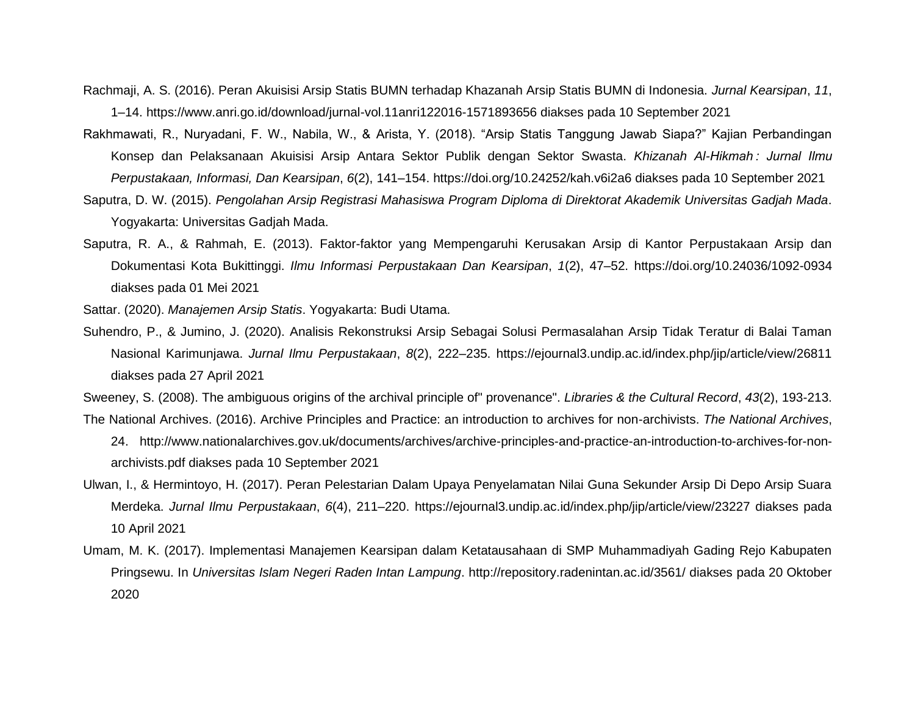Rachmaji, A. S. (2016). Peran Akuisisi Arsip Statis BUMN terhadap Khazanah Arsip Statis BUMN di Indonesia. *Jurnal Kearsipan*, *11*, 1–14. https://www.anri.go.id/download/jurnal-vol.11anri122016-1571893656 diakses pada 10 September 2021

Rakhmawati, R., Nuryadani, F. W., Nabila, W., & Arista, Y. (2018). "Arsip Statis Tanggung Jawab Siapa?" Kajian Perbandingan Konsep dan Pelaksanaan Akuisisi Arsip Antara Sektor Publik dengan Sektor Swasta. *Khizanah Al-Hikmah : Jurnal Ilmu Perpustakaan, Informasi, Dan Kearsipan*, *6*(2), 141–154. https://doi.org/10.24252/kah.v6i2a6 diakses pada 10 September 2021

Saputra, D. W. (2015). *Pengolahan Arsip Registrasi Mahasiswa Program Diploma di Direktorat Akademik Universitas Gadjah Mada*. Yogyakarta: Universitas Gadjah Mada.

Saputra, R. A., & Rahmah, E. (2013). Faktor-faktor yang Mempengaruhi Kerusakan Arsip di Kantor Perpustakaan Arsip dan Dokumentasi Kota Bukittinggi. *Ilmu Informasi Perpustakaan Dan Kearsipan*, *1*(2), 47–52. https://doi.org/10.24036/1092-0934 diakses pada 01 Mei 2021

Sattar. (2020). *Manajemen Arsip Statis*. Yogyakarta: Budi Utama.

Suhendro, P., & Jumino, J. (2020). Analisis Rekonstruksi Arsip Sebagai Solusi Permasalahan Arsip Tidak Teratur di Balai Taman Nasional Karimunjawa. *Jurnal Ilmu Perpustakaan*, *8*(2), 222–235. https://ejournal3.undip.ac.id/index.php/jip/article/view/26811 diakses pada 27 April 2021

Sweeney, S. (2008). The ambiguous origins of the archival principle of" provenance". *Libraries & the Cultural Record*, *43*(2), 193-213.

The National Archives. (2016). Archive Principles and Practice: an introduction to archives for non-archivists. *The National Archives*, 24. http://www.nationalarchives.gov.uk/documents/archives/archive-principles-and-practice-an-introduction-to-archives-for-non-archivists.pdf diakses pada 10 September 2021

Ulwan, I., & Hermintoyo, H. (2017). Peran Pelestarian Dalam Upaya Penyelamatan Nilai Guna Sekunder Arsip Di Depo Arsip Suara Merdeka. *Jurnal Ilmu Perpustakaan*, *6*(4), 211–220. https://ejournal3.undip.ac.id/index.php/jip/article/view/23227 diakses pada 10 April 2021

Umam, M. K. (2017). Implementasi Manajemen Kearsipan dalam Ketatausahaan di SMP Muhammadiyah Gading Rejo Kabupaten Pringsewu. In *Universitas Islam Negeri Raden Intan Lampung*. http://repository.radenintan.ac.id/3561/ diakses pada 20 Oktober 2020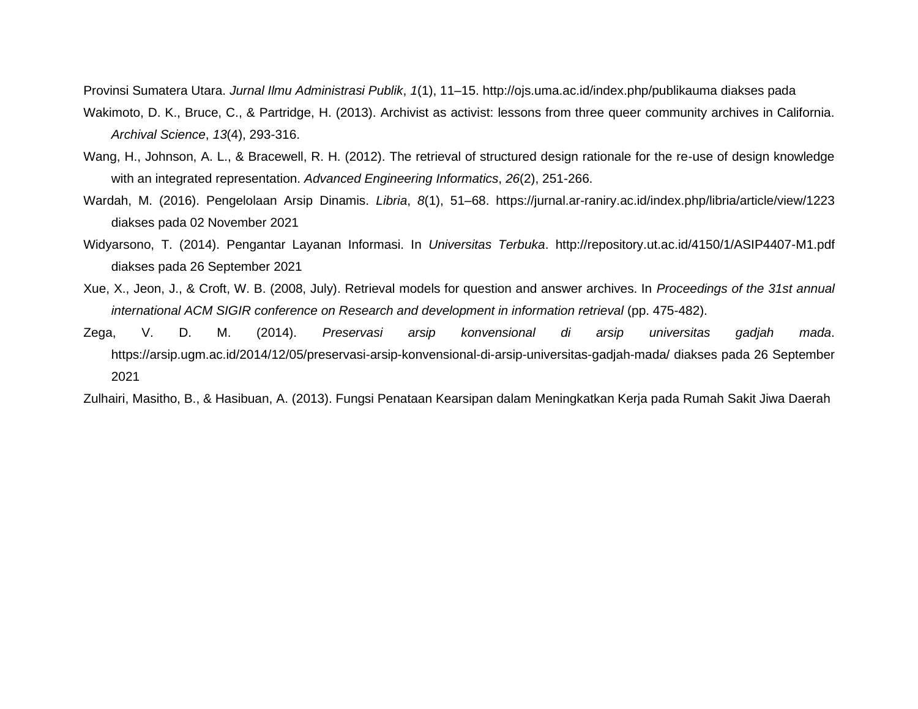Provinsi Sumatera Utara. *Jurnal Ilmu Administrasi Publik*, *1*(1), 11–15. http://ojs.uma.ac.id/index.php/publikauma diakses pada

Wakimoto, D. K., Bruce, C., & Partridge, H. (2013). Archivist as activist: lessons from three queer community archives in California. *Archival Science*, *13*(4), 293-316.

Wang, H., Johnson, A. L., & Bracewell, R. H. (2012). The retrieval of structured design rationale for the re-use of design knowledge with an integrated representation. *Advanced Engineering Informatics*, *26*(2), 251-266.

Wardah, M. (2016). Pengelolaan Arsip Dinamis. *Libria*, *8*(1), 51–68. https://jurnal.ar-raniry.ac.id/index.php/libria/article/view/1223 diakses pada 02 November 2021

Widyarsono, T. (2014). Pengantar Layanan Informasi. In *Universitas Terbuka*. http://repository.ut.ac.id/4150/1/ASIP4407-M1.pdf diakses pada 26 September 2021

Xue, X., Jeon, J., & Croft, W. B. (2008, July). Retrieval models for question and answer archives. In *Proceedings of the 31st annual international ACM SIGIR conference on Research and development in information retrieval* (pp. 475-482).

Zega, V. D. M. (2014). *Preservasi arsip konvensional di arsip universitas gadjah mada*. https://arsip.ugm.ac.id/2014/12/05/preservasi-arsip-konvensional-di-arsip-universitas-gadjah-mada/ diakses pada 26 September 2021

Zulhairi, Masitho, B., & Hasibuan, A. (2013). Fungsi Penataan Kearsipan dalam Meningkatkan Kerja pada Rumah Sakit Jiwa Daerah